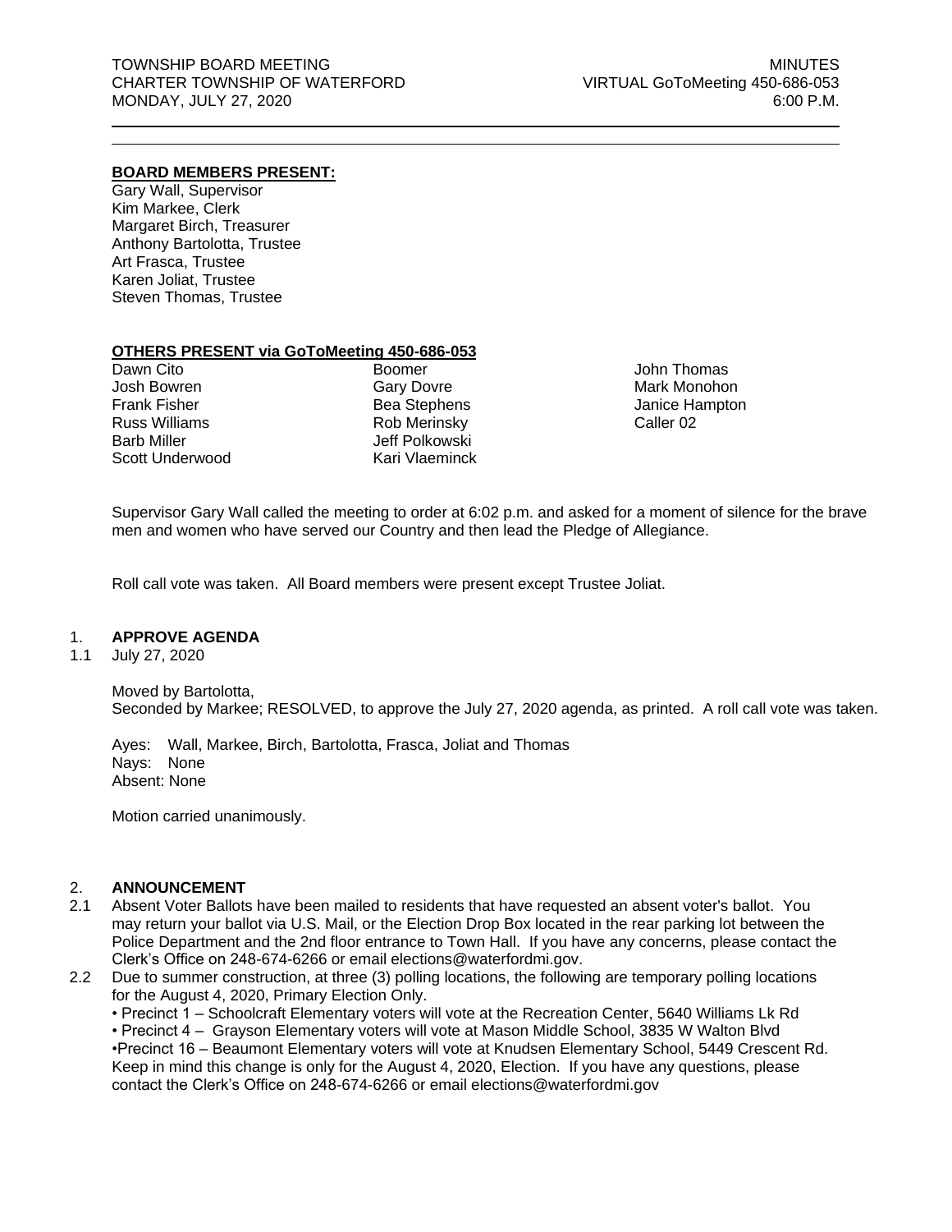TOWNSHIP BOARD MEETING
CHARTER TOWNSHIP OF WATERFORD
MONDAY, JULY 27, 2020

MINUTES
VIRTUAL GoToMeeting 450-686-053
6:00 P.M.

---

**BOARD MEMBERS PRESENT:**

Gary Wall, Supervisor
Kim Markee, Clerk
Margaret Birch, Treasurer
Anthony Bartolotta, Trustee
Art Frasca, Trustee
Karen Joliat, Trustee
Steven Thomas, Trustee

**OTHERS PRESENT via GoToMeeting 450-686-053**

| | | |
|---|---|---|
| Dawn Cito | Boomer | John Thomas |
| Josh Bowren | Gary Dovre | Mark Monohon |
| Frank Fisher | Bea Stephens | Janice Hampton |
| Russ Williams | Rob Merinsky | Caller 02 |
| Barb Miller | Jeff Polkowski | |
| Scott Underwood | Kari Vlaeminck | |

Supervisor Gary Wall called the meeting to order at 6:02 p.m. and asked for a moment of silence for the brave men and women who have served our Country and then lead the Pledge of Allegiance.

Roll call vote was taken. All Board members were present except Trustee Joliat.

1. **APPROVE AGENDA**

1.1 July 27, 2020

Moved by Bartolotta,
Seconded by Markee; RESOLVED, to approve the July 27, 2020 agenda, as printed. A roll call vote was taken.

Ayes: Wall, Markee, Birch, Bartolotta, Frasca, Joliat and Thomas
Nays: None
Absent: None

Motion carried unanimously.

2. **ANNOUNCEMENT**

2.1 Absent Voter Ballots have been mailed to residents that have requested an absent voter's ballot. You may return your ballot via U.S. Mail, or the Election Drop Box located in the rear parking lot between the Police Department and the 2nd floor entrance to Town Hall. If you have any concerns, please contact the Clerk's Office on 248-674-6266 or email elections@waterfordmi.gov.

2.2 Due to summer construction, at three (3) polling locations, the following are temporary polling locations for the August 4, 2020, Primary Election Only.
• Precinct 1 – Schoolcraft Elementary voters will vote at the Recreation Center, 5640 Williams Lk Rd
• Precinct 4 – Grayson Elementary voters will vote at Mason Middle School, 3835 W Walton Blvd
•Precinct 16 – Beaumont Elementary voters will vote at Knudsen Elementary School, 5449 Crescent Rd.
Keep in mind this change is only for the August 4, 2020, Election. If you have any questions, please contact the Clerk's Office on 248-674-6266 or email elections@waterfordmi.gov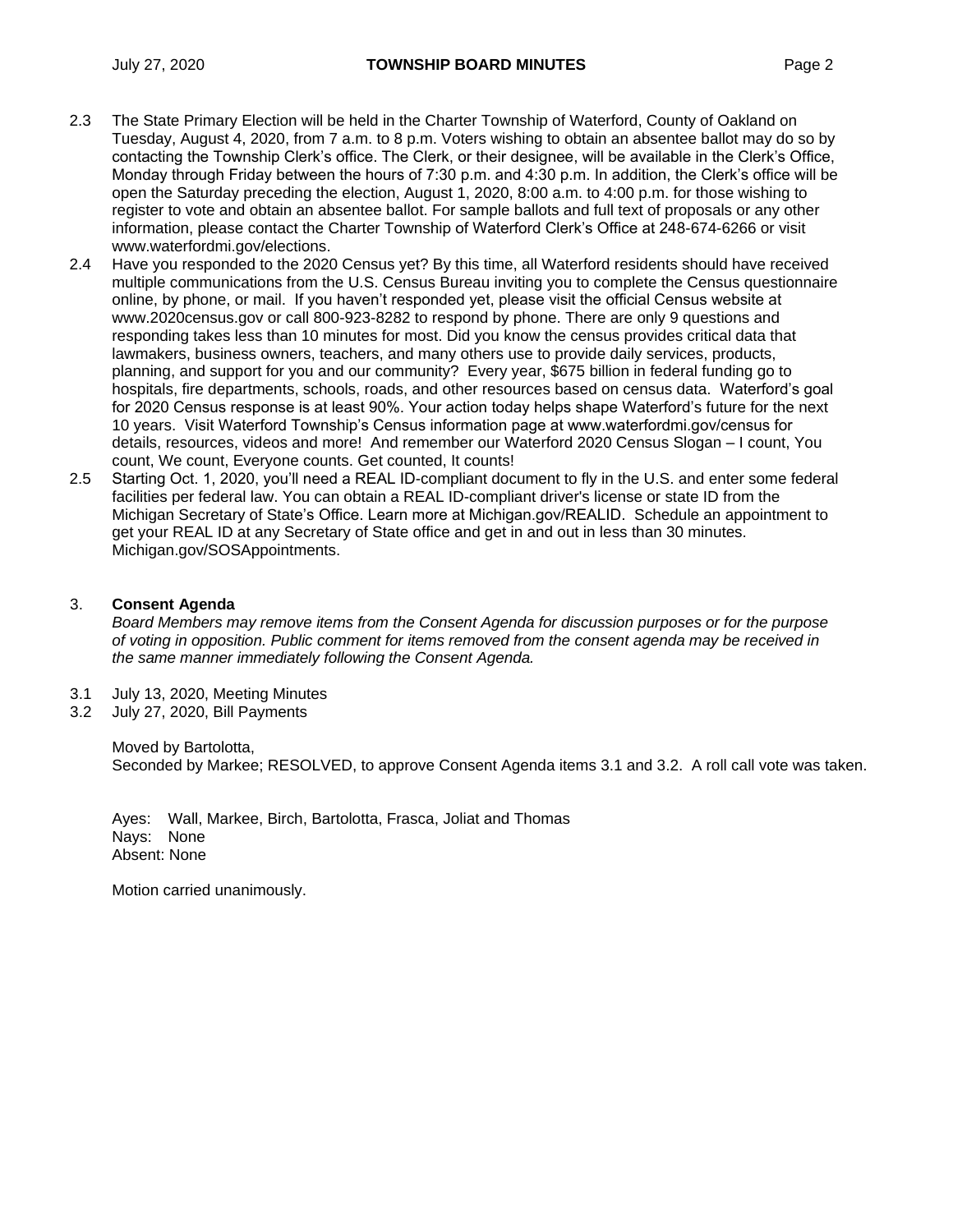2.3 The State Primary Election will be held in the Charter Township of Waterford, County of Oakland on Tuesday, August 4, 2020, from 7 a.m. to 8 p.m. Voters wishing to obtain an absentee ballot may do so by contacting the Township Clerk's office. The Clerk, or their designee, will be available in the Clerk's Office, Monday through Friday between the hours of 7:30 p.m. and 4:30 p.m. In addition, the Clerk's office will be open the Saturday preceding the election, August 1, 2020, 8:00 a.m. to 4:00 p.m. for those wishing to register to vote and obtain an absentee ballot. For sample ballots and full text of proposals or any other information, please contact the Charter Township of Waterford Clerk's Office at 248-674-6266 or visit www.waterfordmi.gov/elections.

2.4 Have you responded to the 2020 Census yet? By this time, all Waterford residents should have received multiple communications from the U.S. Census Bureau inviting you to complete the Census questionnaire online, by phone, or mail. If you haven't responded yet, please visit the official Census website at www.2020census.gov or call 800-923-8282 to respond by phone. There are only 9 questions and responding takes less than 10 minutes for most. Did you know the census provides critical data that lawmakers, business owners, teachers, and many others use to provide daily services, products, planning, and support for you and our community? Every year, $675 billion in federal funding go to hospitals, fire departments, schools, roads, and other resources based on census data. Waterford's goal for 2020 Census response is at least 90%. Your action today helps shape Waterford's future for the next 10 years. Visit Waterford Township's Census information page at www.waterfordmi.gov/census for details, resources, videos and more! And remember our Waterford 2020 Census Slogan – I count, You count, We count, Everyone counts. Get counted, It counts!

2.5 Starting Oct. 1, 2020, you'll need a REAL ID-compliant document to fly in the U.S. and enter some federal facilities per federal law. You can obtain a REAL ID-compliant driver's license or state ID from the Michigan Secretary of State's Office. Learn more at Michigan.gov/REALID. Schedule an appointment to get your REAL ID at any Secretary of State office and get in and out in less than 30 minutes. Michigan.gov/SOSAppointments.

## 3. Consent Agenda

*Board Members may remove items from the Consent Agenda for discussion purposes or for the purpose of voting in opposition. Public comment for items removed from the consent agenda may be received in the same manner immediately following the Consent Agenda.*

3.1 July 13, 2020, Meeting Minutes
3.2 July 27, 2020, Bill Payments

Moved by Bartolotta,
Seconded by Markee; RESOLVED, to approve Consent Agenda items 3.1 and 3.2. A roll call vote was taken.

Ayes: Wall, Markee, Birch, Bartolotta, Frasca, Joliat and Thomas
Nays: None
Absent: None

Motion carried unanimously.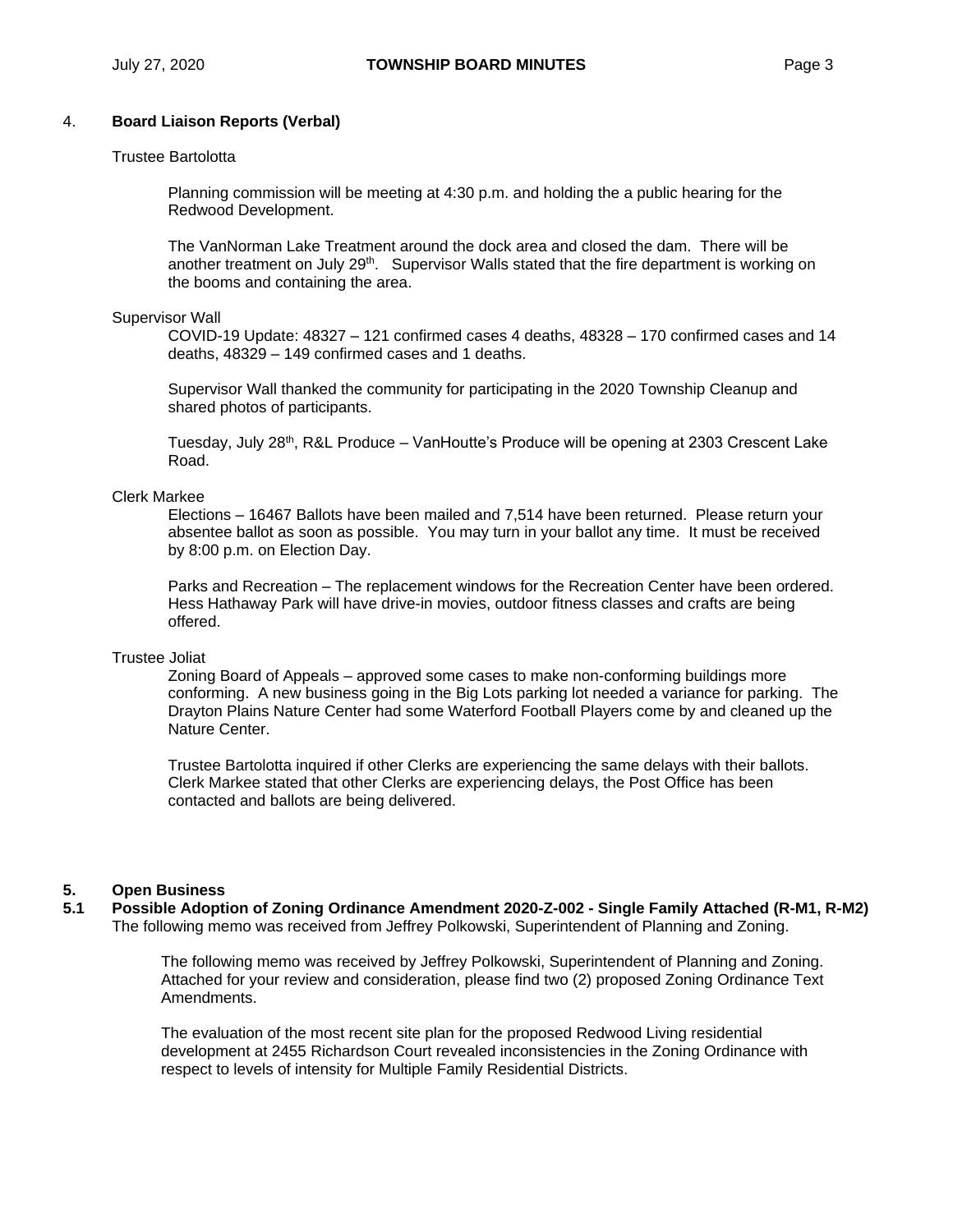## 4. **Board Liaison Reports (Verbal)**

Trustee Bartolotta

Planning commission will be meeting at 4:30 p.m. and holding the a public hearing for the Redwood Development.

The VanNorman Lake Treatment around the dock area and closed the dam. There will be another treatment on July 29th. Supervisor Walls stated that the fire department is working on the booms and containing the area.

Supervisor Wall

COVID-19 Update: 48327 – 121 confirmed cases 4 deaths, 48328 – 170 confirmed cases and 14 deaths, 48329 – 149 confirmed cases and 1 deaths.

Supervisor Wall thanked the community for participating in the 2020 Township Cleanup and shared photos of participants.

Tuesday, July 28th, R&L Produce – VanHoutte's Produce will be opening at 2303 Crescent Lake Road.

Clerk Markee

Elections – 16467 Ballots have been mailed and 7,514 have been returned. Please return your absentee ballot as soon as possible. You may turn in your ballot any time. It must be received by 8:00 p.m. on Election Day.

Parks and Recreation – The replacement windows for the Recreation Center have been ordered. Hess Hathaway Park will have drive-in movies, outdoor fitness classes and crafts are being offered.

Trustee Joliat

Zoning Board of Appeals – approved some cases to make non-conforming buildings more conforming. A new business going in the Big Lots parking lot needed a variance for parking. The Drayton Plains Nature Center had some Waterford Football Players come by and cleaned up the Nature Center.

Trustee Bartolotta inquired if other Clerks are experiencing the same delays with their ballots. Clerk Markee stated that other Clerks are experiencing delays, the Post Office has been contacted and ballots are being delivered.

## 5. **Open Business**

### 5.1 **Possible Adoption of Zoning Ordinance Amendment 2020-Z-002 - Single Family Attached (R-M1, R-M2)**

The following memo was received from Jeffrey Polkowski, Superintendent of Planning and Zoning.

The following memo was received by Jeffrey Polkowski, Superintendent of Planning and Zoning. Attached for your review and consideration, please find two (2) proposed Zoning Ordinance Text Amendments.

The evaluation of the most recent site plan for the proposed Redwood Living residential development at 2455 Richardson Court revealed inconsistencies in the Zoning Ordinance with respect to levels of intensity for Multiple Family Residential Districts.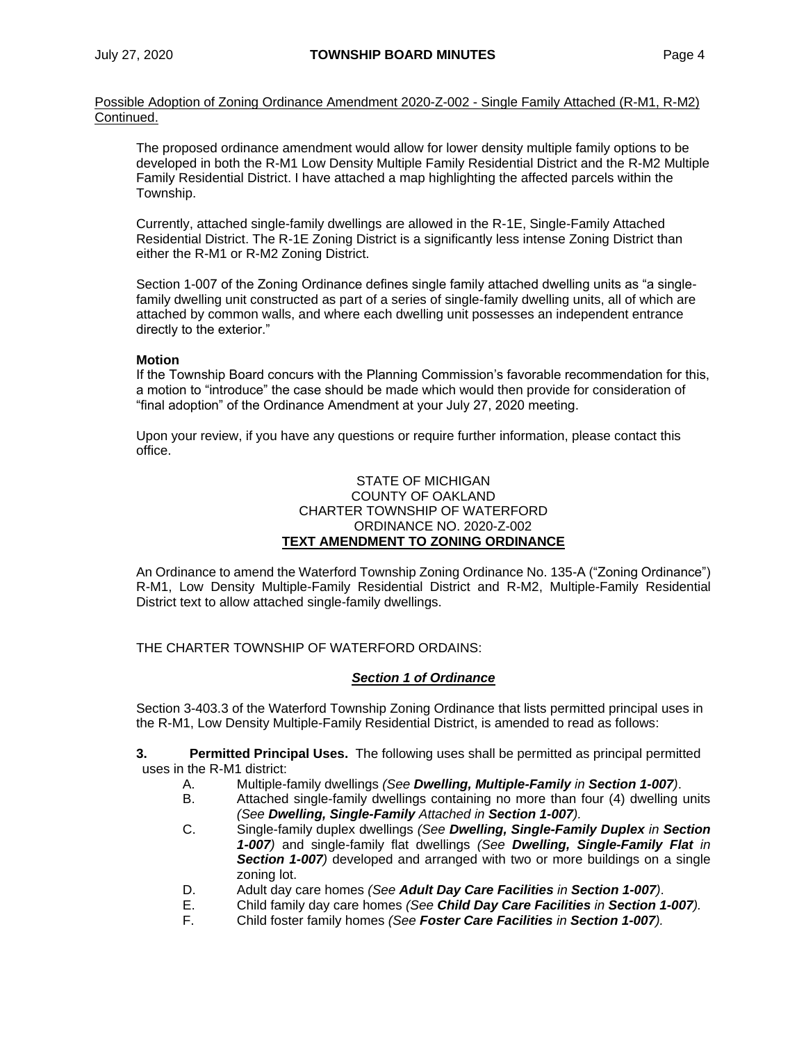Possible Adoption of Zoning Ordinance Amendment 2020-Z-002 - Single Family Attached (R-M1, R-M2) Continued.

The proposed ordinance amendment would allow for lower density multiple family options to be developed in both the R-M1 Low Density Multiple Family Residential District and the R-M2 Multiple Family Residential District. I have attached a map highlighting the affected parcels within the Township.

Currently, attached single-family dwellings are allowed in the R-1E, Single-Family Attached Residential District. The R-1E Zoning District is a significantly less intense Zoning District than either the R-M1 or R-M2 Zoning District.

Section 1-007 of the Zoning Ordinance defines single family attached dwelling units as "a single-family dwelling unit constructed as part of a series of single-family dwelling units, all of which are attached by common walls, and where each dwelling unit possesses an independent entrance directly to the exterior."

**Motion**
If the Township Board concurs with the Planning Commission's favorable recommendation for this, a motion to "introduce" the case should be made which would then provide for consideration of "final adoption" of the Ordinance Amendment at your July 27, 2020 meeting.

Upon your review, if you have any questions or require further information, please contact this office.

STATE OF MICHIGAN
COUNTY OF OAKLAND
CHARTER TOWNSHIP OF WATERFORD
ORDINANCE NO. 2020-Z-002
**TEXT AMENDMENT TO ZONING ORDINANCE**

An Ordinance to amend the Waterford Township Zoning Ordinance No. 135-A ("Zoning Ordinance") R-M1, Low Density Multiple-Family Residential District and R-M2, Multiple-Family Residential District text to allow attached single-family dwellings.

THE CHARTER TOWNSHIP OF WATERFORD ORDAINS:

***Section 1 of Ordinance***

Section 3-403.3 of the Waterford Township Zoning Ordinance that lists permitted principal uses in the R-M1, Low Density Multiple-Family Residential District, is amended to read as follows:

**3. Permitted Principal Uses.** The following uses shall be permitted as principal permitted uses in the R-M1 district:

A. Multiple-family dwellings *(See **Dwelling, Multiple-Family** in **Section 1-007**)*.

B. Attached single-family dwellings containing no more than four (4) dwelling units *(See **Dwelling, Single-Family** Attached in **Section 1-007**).*

C. Single-family duplex dwellings *(See **Dwelling, Single-Family Duplex** in **Section 1-007**)* and single-family flat dwellings *(See **Dwelling, Single-Family Flat** in **Section 1-007**)* developed and arranged with two or more buildings on a single zoning lot.

D. Adult day care homes *(See **Adult Day Care Facilities** in **Section 1-007**)*.

E. Child family day care homes *(See **Child Day Care Facilities** in **Section 1-007**).*

F. Child foster family homes *(See **Foster Care Facilities** in **Section 1-007**).*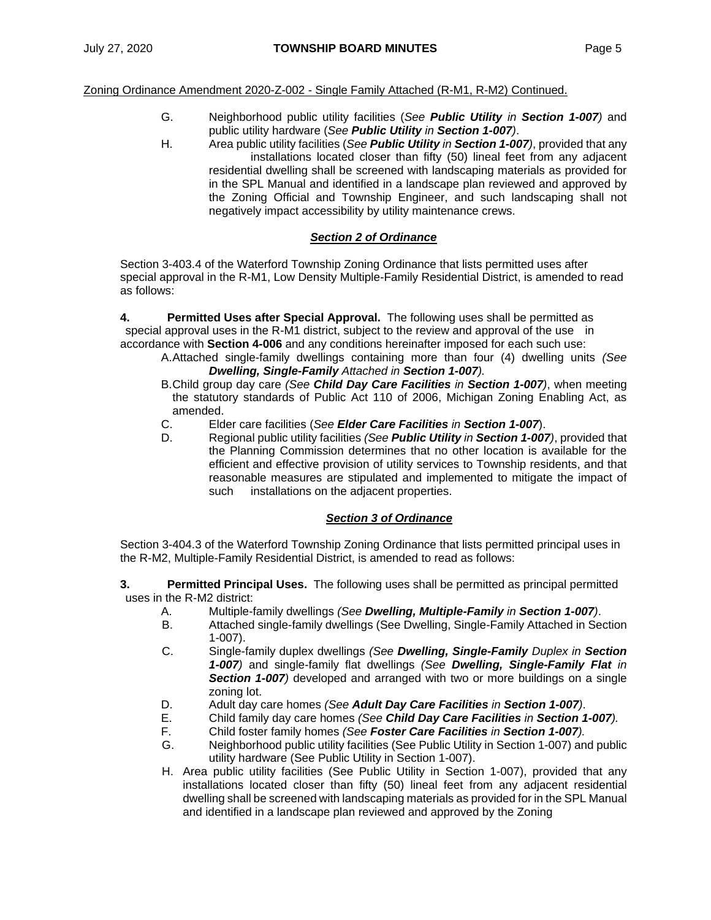Zoning Ordinance Amendment 2020-Z-002 - Single Family Attached (R-M1, R-M2) Continued.

G. Neighborhood public utility facilities (*See **Public Utility** in **Section 1-007***) and public utility hardware (*See **Public Utility** in **Section 1-007***).

H. Area public utility facilities (*See **Public Utility** in **Section 1-007***), provided that any installations located closer than fifty (50) lineal feet from any adjacent residential dwelling shall be screened with landscaping materials as provided for in the SPL Manual and identified in a landscape plan reviewed and approved by the Zoning Official and Township Engineer, and such landscaping shall not negatively impact accessibility by utility maintenance crews.

***Section 2 of Ordinance***

Section 3-403.4 of the Waterford Township Zoning Ordinance that lists permitted uses after special approval in the R-M1, Low Density Multiple-Family Residential District, is amended to read as follows:

**4. Permitted Uses after Special Approval.** The following uses shall be permitted as special approval uses in the R-M1 district, subject to the review and approval of the use in accordance with **Section 4-006** and any conditions hereinafter imposed for each such use:

A. Attached single-family dwellings containing more than four (4) dwelling units *(See **Dwelling, Single-Family** Attached in **Section 1-007**).*

B. Child group day care *(See **Child Day Care Facilities** in **Section 1-007**)*, when meeting the statutory standards of Public Act 110 of 2006, Michigan Zoning Enabling Act, as amended.

C. Elder care facilities (*See **Elder Care Facilities** in **Section 1-007***).

D. Regional public utility facilities *(See **Public Utility** in **Section 1-007**)*, provided that the Planning Commission determines that no other location is available for the efficient and effective provision of utility services to Township residents, and that reasonable measures are stipulated and implemented to mitigate the impact of such installations on the adjacent properties.

***Section 3 of Ordinance***

Section 3-404.3 of the Waterford Township Zoning Ordinance that lists permitted principal uses in the R-M2, Multiple-Family Residential District, is amended to read as follows:

**3. Permitted Principal Uses.** The following uses shall be permitted as principal permitted uses in the R-M2 district:

A. Multiple-family dwellings *(See **Dwelling, Multiple-Family** in **Section 1-007**)*.

B. Attached single-family dwellings (See Dwelling, Single-Family Attached in Section 1-007).

C. Single-family duplex dwellings *(See **Dwelling, Single-Family** Duplex in **Section 1-007**)* and single-family flat dwellings *(See **Dwelling, Single-Family Flat** in **Section 1-007**)* developed and arranged with two or more buildings on a single zoning lot.

D. Adult day care homes *(See **Adult Day Care Facilities** in **Section 1-007**)*.

E. Child family day care homes *(See **Child Day Care Facilities** in **Section 1-007**).*

F. Child foster family homes *(See **Foster Care Facilities** in **Section 1-007**).*

G. Neighborhood public utility facilities (See Public Utility in Section 1-007) and public utility hardware (See Public Utility in Section 1-007).

H. Area public utility facilities (See Public Utility in Section 1-007), provided that any installations located closer than fifty (50) lineal feet from any adjacent residential dwelling shall be screened with landscaping materials as provided for in the SPL Manual and identified in a landscape plan reviewed and approved by the Zoning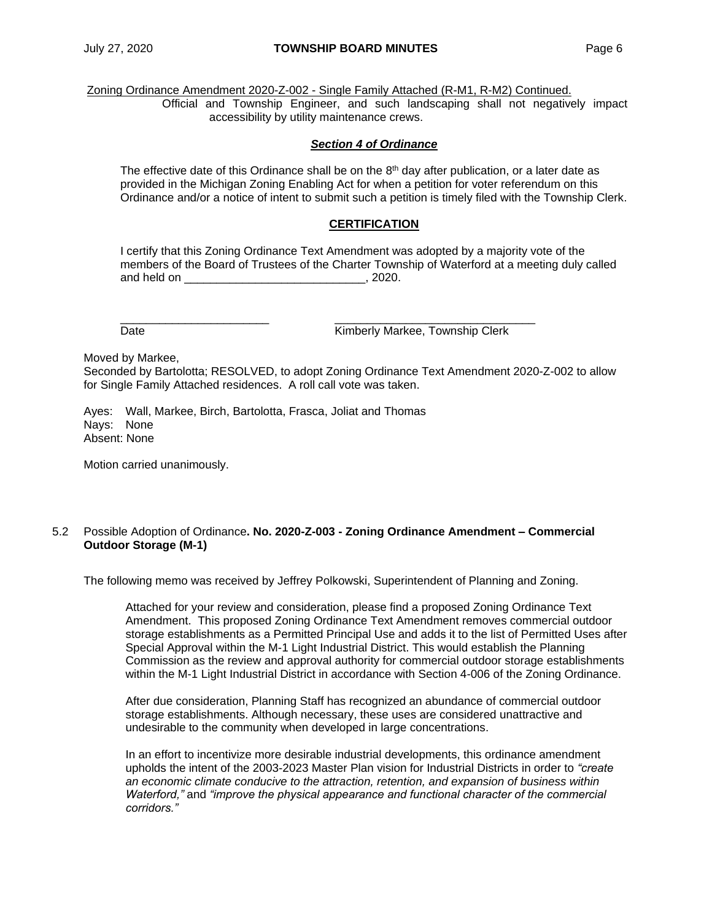Zoning Ordinance Amendment 2020-Z-002 - Single Family Attached (R-M1, R-M2) Continued.

Official and Township Engineer, and such landscaping shall not negatively impact accessibility by utility maintenance crews.

***Section 4 of Ordinance***

The effective date of this Ordinance shall be on the 8th day after publication, or a later date as provided in the Michigan Zoning Enabling Act for when a petition for voter referendum on this Ordinance and/or a notice of intent to submit such a petition is timely filed with the Township Clerk.

**CERTIFICATION**

I certify that this Zoning Ordinance Text Amendment was adopted by a majority vote of the members of the Board of Trustees of the Charter Township of Waterford at a meeting duly called and held on ____________________________, 2020.

_______________________ _______________________________
Date Kimberly Markee, Township Clerk

Moved by Markee,
Seconded by Bartolotta; RESOLVED, to adopt Zoning Ordinance Text Amendment 2020-Z-002 to allow for Single Family Attached residences. A roll call vote was taken.

Ayes: Wall, Markee, Birch, Bartolotta, Frasca, Joliat and Thomas
Nays: None
Absent: None

Motion carried unanimously.

5.2 Possible Adoption of Ordinance**. No. 2020-Z-003 - Zoning Ordinance Amendment – Commercial Outdoor Storage (M-1)**

The following memo was received by Jeffrey Polkowski, Superintendent of Planning and Zoning.

> Attached for your review and consideration, please find a proposed Zoning Ordinance Text Amendment. This proposed Zoning Ordinance Text Amendment removes commercial outdoor storage establishments as a Permitted Principal Use and adds it to the list of Permitted Uses after Special Approval within the M-1 Light Industrial District. This would establish the Planning Commission as the review and approval authority for commercial outdoor storage establishments within the M-1 Light Industrial District in accordance with Section 4-006 of the Zoning Ordinance.
>
> After due consideration, Planning Staff has recognized an abundance of commercial outdoor storage establishments. Although necessary, these uses are considered unattractive and undesirable to the community when developed in large concentrations.
>
> In an effort to incentivize more desirable industrial developments, this ordinance amendment upholds the intent of the 2003-2023 Master Plan vision for Industrial Districts in order to *"create an economic climate conducive to the attraction, retention, and expansion of business within Waterford,"* and *"improve the physical appearance and functional character of the commercial corridors."*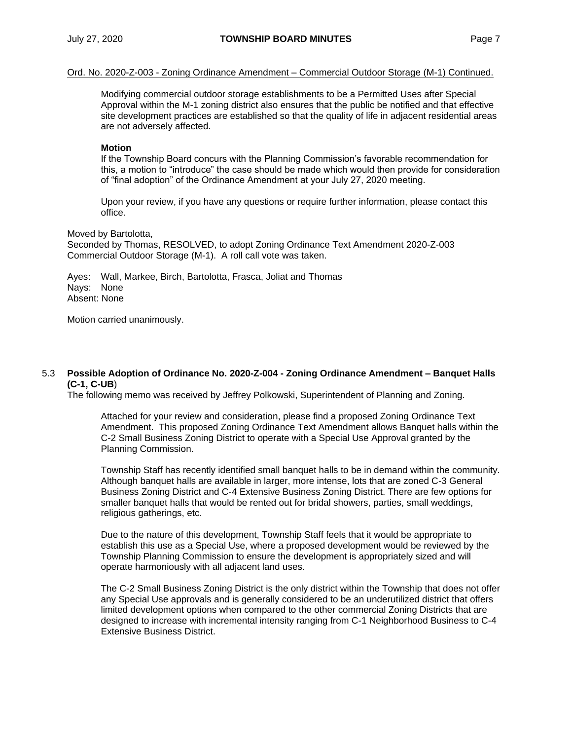Ord. No. 2020-Z-003 - Zoning Ordinance Amendment – Commercial Outdoor Storage (M-1) Continued.

> Modifying commercial outdoor storage establishments to be a Permitted Uses after Special Approval within the M-1 zoning district also ensures that the public be notified and that effective site development practices are established so that the quality of life in adjacent residential areas are not adversely affected.
>
> **Motion**
> If the Township Board concurs with the Planning Commission's favorable recommendation for this, a motion to "introduce" the case should be made which would then provide for consideration of "final adoption" of the Ordinance Amendment at your July 27, 2020 meeting.
>
> Upon your review, if you have any questions or require further information, please contact this office.

Moved by Bartolotta,
Seconded by Thomas, RESOLVED, to adopt Zoning Ordinance Text Amendment 2020-Z-003 Commercial Outdoor Storage (M-1). A roll call vote was taken.

Ayes: Wall, Markee, Birch, Bartolotta, Frasca, Joliat and Thomas
Nays: None
Absent: None

Motion carried unanimously.

5.3 **Possible Adoption of Ordinance No. 2020-Z-004 - Zoning Ordinance Amendment – Banquet Halls (C-1, C-UB**)
The following memo was received by Jeffrey Polkowski, Superintendent of Planning and Zoning.

> Attached for your review and consideration, please find a proposed Zoning Ordinance Text Amendment. This proposed Zoning Ordinance Text Amendment allows Banquet halls within the C-2 Small Business Zoning District to operate with a Special Use Approval granted by the Planning Commission.
>
> Township Staff has recently identified small banquet halls to be in demand within the community. Although banquet halls are available in larger, more intense, lots that are zoned C-3 General Business Zoning District and C-4 Extensive Business Zoning District. There are few options for smaller banquet halls that would be rented out for bridal showers, parties, small weddings, religious gatherings, etc.
>
> Due to the nature of this development, Township Staff feels that it would be appropriate to establish this use as a Special Use, where a proposed development would be reviewed by the Township Planning Commission to ensure the development is appropriately sized and will operate harmoniously with all adjacent land uses.
>
> The C-2 Small Business Zoning District is the only district within the Township that does not offer any Special Use approvals and is generally considered to be an underutilized district that offers limited development options when compared to the other commercial Zoning Districts that are designed to increase with incremental intensity ranging from C-1 Neighborhood Business to C-4 Extensive Business District.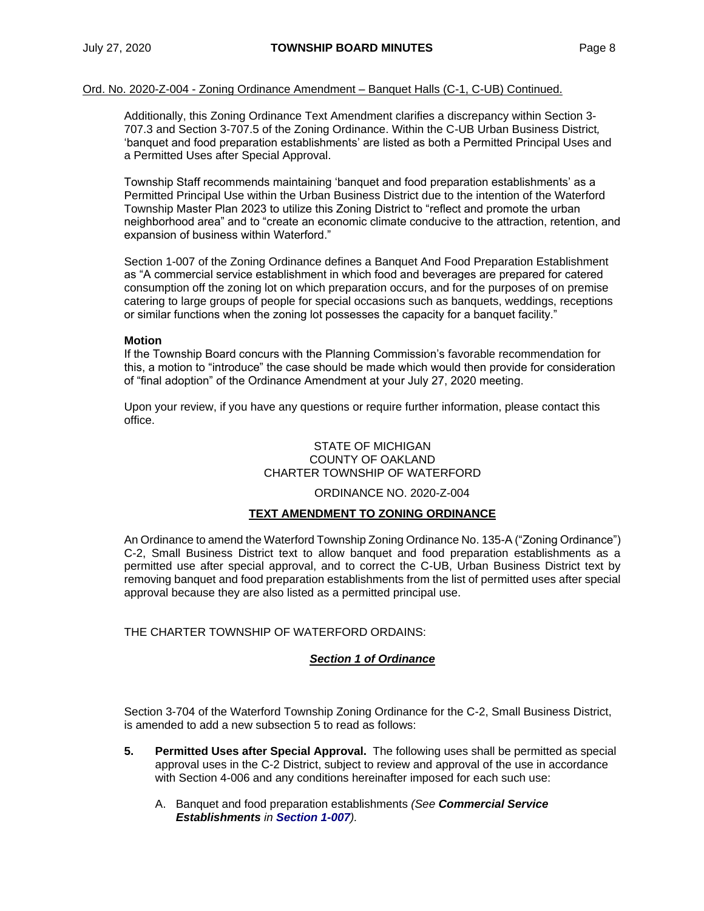<u>Ord. No. 2020-Z-004 - Zoning Ordinance Amendment – Banquet Halls (C-1, C-UB) Continued.</u>

Additionally, this Zoning Ordinance Text Amendment clarifies a discrepancy within Section 3-707.3 and Section 3-707.5 of the Zoning Ordinance. Within the C-UB Urban Business District, 'banquet and food preparation establishments' are listed as both a Permitted Principal Uses and a Permitted Uses after Special Approval.

Township Staff recommends maintaining 'banquet and food preparation establishments' as a Permitted Principal Use within the Urban Business District due to the intention of the Waterford Township Master Plan 2023 to utilize this Zoning District to "reflect and promote the urban neighborhood area" and to "create an economic climate conducive to the attraction, retention, and expansion of business within Waterford."

Section 1-007 of the Zoning Ordinance defines a Banquet And Food Preparation Establishment as "A commercial service establishment in which food and beverages are prepared for catered consumption off the zoning lot on which preparation occurs, and for the purposes of on premise catering to large groups of people for special occasions such as banquets, weddings, receptions or similar functions when the zoning lot possesses the capacity for a banquet facility."

**Motion**

If the Township Board concurs with the Planning Commission's favorable recommendation for this, a motion to "introduce" the case should be made which would then provide for consideration of "final adoption" of the Ordinance Amendment at your July 27, 2020 meeting.

Upon your review, if you have any questions or require further information, please contact this office.

STATE OF MICHIGAN
COUNTY OF OAKLAND
CHARTER TOWNSHIP OF WATERFORD

ORDINANCE NO. 2020-Z-004

**<u>TEXT AMENDMENT TO ZONING ORDINANCE</u>**

An Ordinance to amend the Waterford Township Zoning Ordinance No. 135-A ("Zoning Ordinance") C-2, Small Business District text to allow banquet and food preparation establishments as a permitted use after special approval, and to correct the C-UB, Urban Business District text by removing banquet and food preparation establishments from the list of permitted uses after special approval because they are also listed as a permitted principal use.

THE CHARTER TOWNSHIP OF WATERFORD ORDAINS:

***<u>Section 1 of Ordinance</u>***

Section 3-704 of the Waterford Township Zoning Ordinance for the C-2, Small Business District, is amended to add a new subsection 5 to read as follows:

**5.** **Permitted Uses after Special Approval.** The following uses shall be permitted as special approval uses in the C-2 District, subject to review and approval of the use in accordance with Section 4-006 and any conditions hereinafter imposed for each such use:

A. Banquet and food preparation establishments *(See **Commercial Service Establishments** in **Section 1-007**).*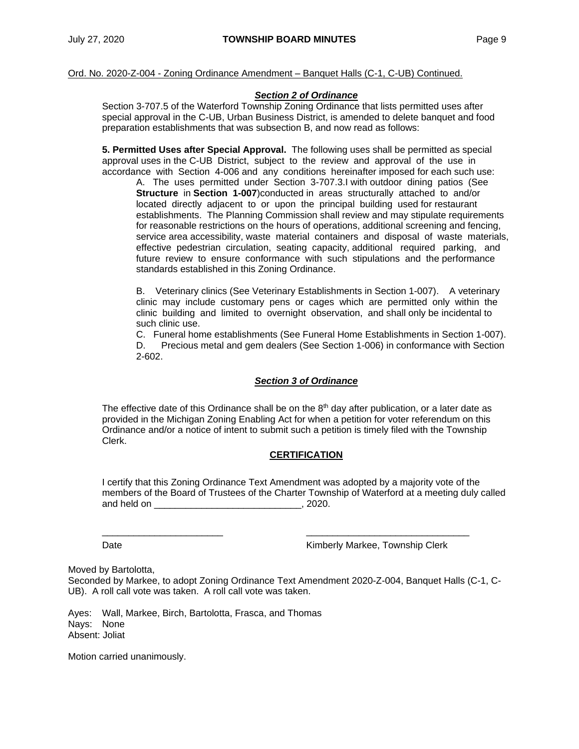Ord. No. 2020-Z-004 - Zoning Ordinance Amendment – Banquet Halls (C-1, C-UB) Continued.

***Section 2 of Ordinance***

Section 3-707.5 of the Waterford Township Zoning Ordinance that lists permitted uses after special approval in the C-UB, Urban Business District, is amended to delete banquet and food preparation establishments that was subsection B, and now read as follows:

**5. Permitted Uses after Special Approval.** The following uses shall be permitted as special approval uses in the C-UB District, subject to the review and approval of the use in accordance with Section 4-006 and any conditions hereinafter imposed for each such use:

A. The uses permitted under Section 3-707.3.I with outdoor dining patios (See **Structure** in **Section 1-007**)conducted in areas structurally attached to and/or located directly adjacent to or upon the principal building used for restaurant establishments. The Planning Commission shall review and may stipulate requirements for reasonable restrictions on the hours of operations, additional screening and fencing, service area accessibility, waste material containers and disposal of waste materials, effective pedestrian circulation, seating capacity, additional required parking, and future review to ensure conformance with such stipulations and the performance standards established in this Zoning Ordinance.

B. Veterinary clinics (See Veterinary Establishments in Section 1-007). A veterinary clinic may include customary pens or cages which are permitted only within the clinic building and limited to overnight observation, and shall only be incidental to such clinic use.

C. Funeral home establishments (See Funeral Home Establishments in Section 1-007).

D. Precious metal and gem dealers (See Section 1-006) in conformance with Section 2-602.

***Section 3 of Ordinance***

The effective date of this Ordinance shall be on the 8th day after publication, or a later date as provided in the Michigan Zoning Enabling Act for when a petition for voter referendum on this Ordinance and/or a notice of intent to submit such a petition is timely filed with the Township Clerk.

**CERTIFICATION**

I certify that this Zoning Ordinance Text Amendment was adopted by a majority vote of the members of the Board of Trustees of the Charter Township of Waterford at a meeting duly called and held on ____________________________, 2020.

_______________________ _______________________________

Date Kimberly Markee, Township Clerk

Moved by Bartolotta,

Seconded by Markee, to adopt Zoning Ordinance Text Amendment 2020-Z-004, Banquet Halls (C-1, C-UB). A roll call vote was taken. A roll call vote was taken.

Ayes: Wall, Markee, Birch, Bartolotta, Frasca, and Thomas
Nays: None
Absent: Joliat

Motion carried unanimously.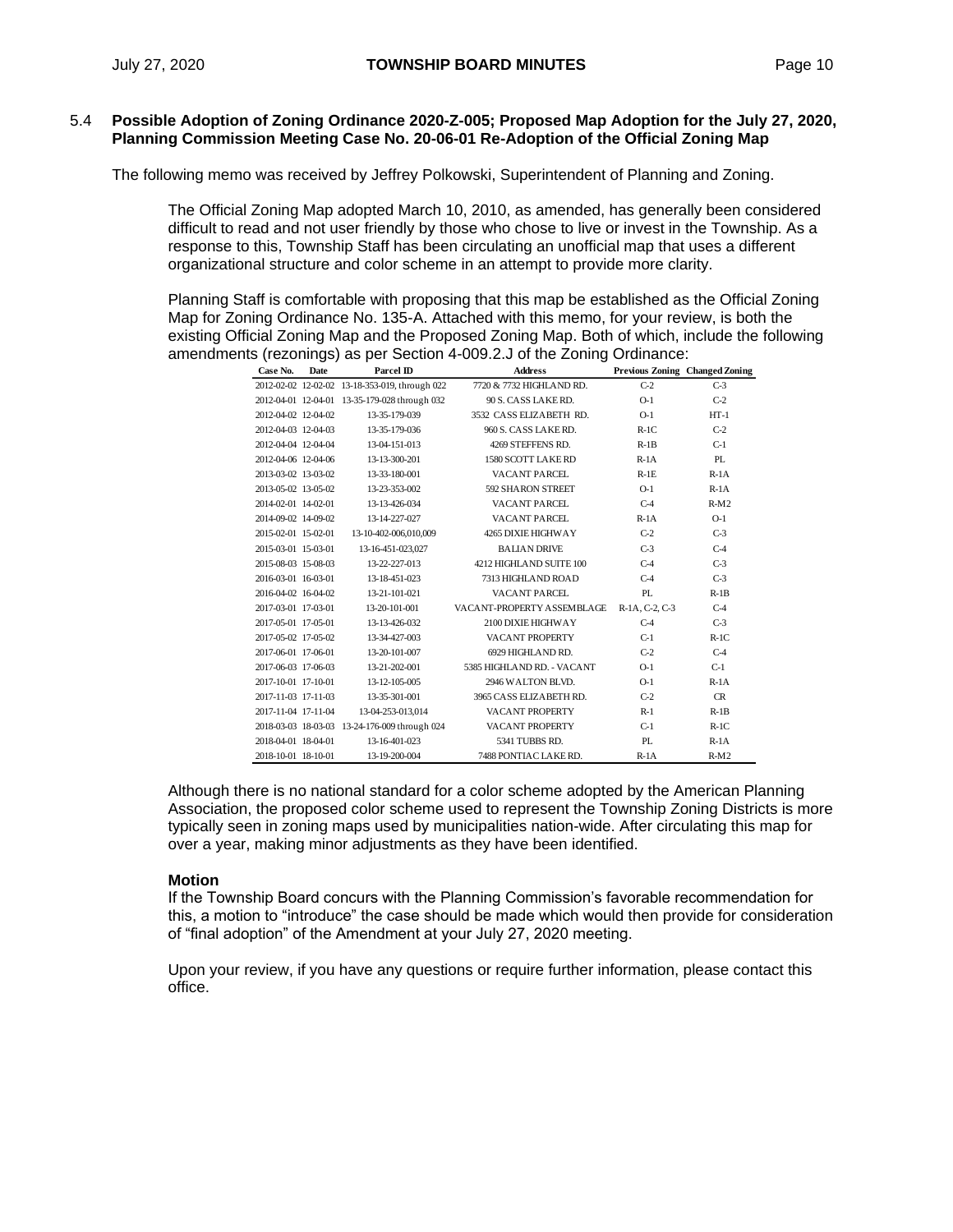### 5.4 Possible Adoption of Zoning Ordinance 2020-Z-005; Proposed Map Adoption for the July 27, 2020, Planning Commission Meeting Case No. 20-06-01 Re-Adoption of the Official Zoning Map

The following memo was received by Jeffrey Polkowski, Superintendent of Planning and Zoning.

> The Official Zoning Map adopted March 10, 2010, as amended, has generally been considered difficult to read and not user friendly by those who chose to live or invest in the Township. As a response to this, Township Staff has been circulating an unofficial map that uses a different organizational structure and color scheme in an attempt to provide more clarity.
>
> Planning Staff is comfortable with proposing that this map be established as the Official Zoning Map for Zoning Ordinance No. 135-A. Attached with this memo, for your review, is both the existing Official Zoning Map and the Proposed Zoning Map. Both of which, include the following amendments (rezonings) as per Section 4-009.2.J of the Zoning Ordinance:

| Case No. | Date | Parcel ID | Address | Previous Zoning | Changed Zoning |
|---|---|---|---|---|---|
| 2012-02-02 | 12-02-02 | 13-18-353-019, through 022 | 7720 & 7732 HIGHLAND RD. | C-2 | C-3 |
| 2012-04-01 | 12-04-01 | 13-35-179-028 through 032 | 90 S. CASS LAKE RD. | O-1 | C-2 |
| 2012-04-02 | 12-04-02 | 13-35-179-039 | 3532 CASS ELIZABETH RD. | O-1 | HT-1 |
| 2012-04-03 | 12-04-03 | 13-35-179-036 | 960 S. CASS LAKE RD. | R-1C | C-2 |
| 2012-04-04 | 12-04-04 | 13-04-151-013 | 4269 STEFFENS RD. | R-1B | C-1 |
| 2012-04-06 | 12-04-06 | 13-13-300-201 | 1580 SCOTT LAKE RD | R-1A | PL |
| 2013-03-02 | 13-03-02 | 13-33-180-001 | VACANT PARCEL | R-1E | R-1A |
| 2013-05-02 | 13-05-02 | 13-23-353-002 | 592 SHARON STREET | O-1 | R-1A |
| 2014-02-01 | 14-02-01 | 13-13-426-034 | VACANT PARCEL | C-4 | R-M2 |
| 2014-09-02 | 14-09-02 | 13-14-227-027 | VACANT PARCEL | R-1A | O-1 |
| 2015-02-01 | 15-02-01 | 13-10-402-006,010,009 | 4265 DIXIE HIGHWAY | C-2 | C-3 |
| 2015-03-01 | 15-03-01 | 13-16-451-023,027 | BALIAN DRIVE | C-3 | C-4 |
| 2015-08-03 | 15-08-03 | 13-22-227-013 | 4212 HIGHLAND SUITE 100 | C-4 | C-3 |
| 2016-03-01 | 16-03-01 | 13-18-451-023 | 7313 HIGHLAND ROAD | C-4 | C-3 |
| 2016-04-02 | 16-04-02 | 13-21-101-021 | VACANT PARCEL | PL | R-1B |
| 2017-03-01 | 17-03-01 | 13-20-101-001 | VACANT-PROPERTY ASSEMBLAGE | R-1A, C-2, C-3 | C-4 |
| 2017-05-01 | 17-05-01 | 13-13-426-032 | 2100 DIXIE HIGHWAY | C-4 | C-3 |
| 2017-05-02 | 17-05-02 | 13-34-427-003 | VACANT PROPERTY | C-1 | R-1C |
| 2017-06-01 | 17-06-01 | 13-20-101-007 | 6929 HIGHLAND RD. | C-2 | C-4 |
| 2017-06-03 | 17-06-03 | 13-21-202-001 | 5385 HIGHLAND RD. - VACANT | O-1 | C-1 |
| 2017-10-01 | 17-10-01 | 13-12-105-005 | 2946 WALTON BLVD. | O-1 | R-1A |
| 2017-11-03 | 17-11-03 | 13-35-301-001 | 3965 CASS ELIZABETH RD. | C-2 | CR |
| 2017-11-04 | 17-11-04 | 13-04-253-013,014 | VACANT PROPERTY | R-1 | R-1B |
| 2018-03-03 | 18-03-03 | 13-24-176-009 through 024 | VACANT PROPERTY | C-1 | R-1C |
| 2018-04-01 | 18-04-01 | 13-16-401-023 | 5341 TUBBS RD. | PL | R-1A |
| 2018-10-01 | 18-10-01 | 13-19-200-004 | 7488 PONTIAC LAKE RD. | R-1A | R-M2 |

> Although there is no national standard for a color scheme adopted by the American Planning Association, the proposed color scheme used to represent the Township Zoning Districts is more typically seen in zoning maps used by municipalities nation-wide. After circulating this map for over a year, making minor adjustments as they have been identified.
>
> **Motion**
>
> If the Township Board concurs with the Planning Commission's favorable recommendation for this, a motion to "introduce" the case should be made which would then provide for consideration of "final adoption" of the Amendment at your July 27, 2020 meeting.
>
> Upon your review, if you have any questions or require further information, please contact this office.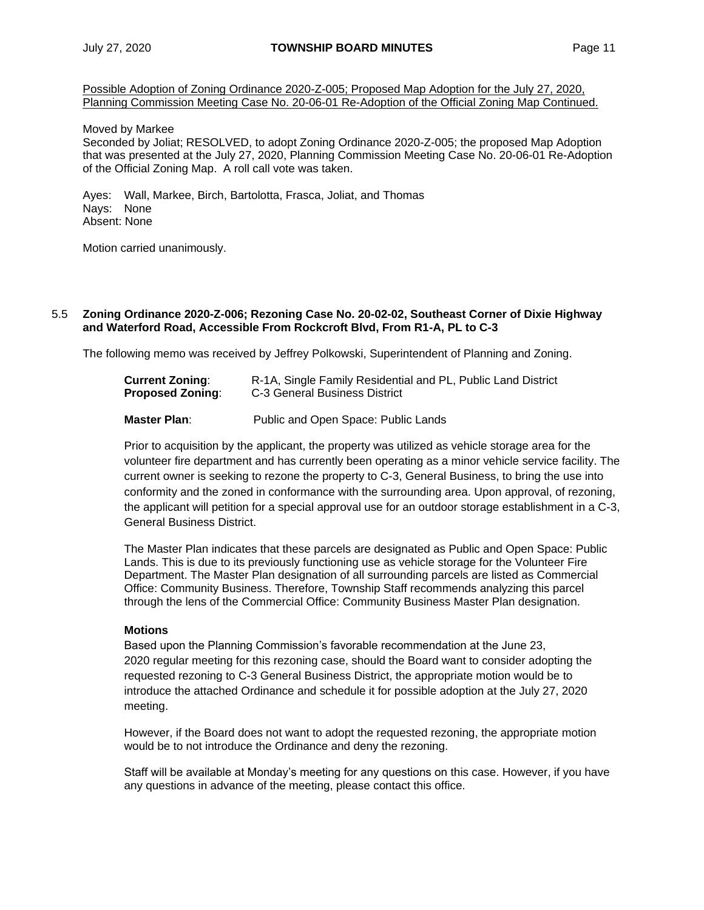Possible Adoption of Zoning Ordinance 2020-Z-005; Proposed Map Adoption for the July 27, 2020, Planning Commission Meeting Case No. 20-06-01 Re-Adoption of the Official Zoning Map Continued.

Moved by Markee
Seconded by Joliat; RESOLVED, to adopt Zoning Ordinance 2020-Z-005; the proposed Map Adoption that was presented at the July 27, 2020, Planning Commission Meeting Case No. 20-06-01 Re-Adoption of the Official Zoning Map. A roll call vote was taken.

Ayes: Wall, Markee, Birch, Bartolotta, Frasca, Joliat, and Thomas
Nays: None
Absent: None

Motion carried unanimously.

### 5.5 Zoning Ordinance 2020-Z-006; Rezoning Case No. 20-02-02, Southeast Corner of Dixie Highway and Waterford Road, Accessible From Rockcroft Blvd, From R1-A, PL to C-3

The following memo was received by Jeffrey Polkowski, Superintendent of Planning and Zoning.

**Current Zoning**: R-1A, Single Family Residential and PL, Public Land District
**Proposed Zoning**: C-3 General Business District

**Master Plan**: Public and Open Space: Public Lands

Prior to acquisition by the applicant, the property was utilized as vehicle storage area for the volunteer fire department and has currently been operating as a minor vehicle service facility. The current owner is seeking to rezone the property to C-3, General Business, to bring the use into conformity and the zoned in conformance with the surrounding area. Upon approval, of rezoning, the applicant will petition for a special approval use for an outdoor storage establishment in a C-3, General Business District.

The Master Plan indicates that these parcels are designated as Public and Open Space: Public Lands. This is due to its previously functioning use as vehicle storage for the Volunteer Fire Department. The Master Plan designation of all surrounding parcels are listed as Commercial Office: Community Business. Therefore, Township Staff recommends analyzing this parcel through the lens of the Commercial Office: Community Business Master Plan designation.

**Motions**

Based upon the Planning Commission's favorable recommendation at the June 23, 2020 regular meeting for this rezoning case, should the Board want to consider adopting the requested rezoning to C-3 General Business District, the appropriate motion would be to introduce the attached Ordinance and schedule it for possible adoption at the July 27, 2020 meeting.

However, if the Board does not want to adopt the requested rezoning, the appropriate motion would be to not introduce the Ordinance and deny the rezoning.

Staff will be available at Monday's meeting for any questions on this case. However, if you have any questions in advance of the meeting, please contact this office.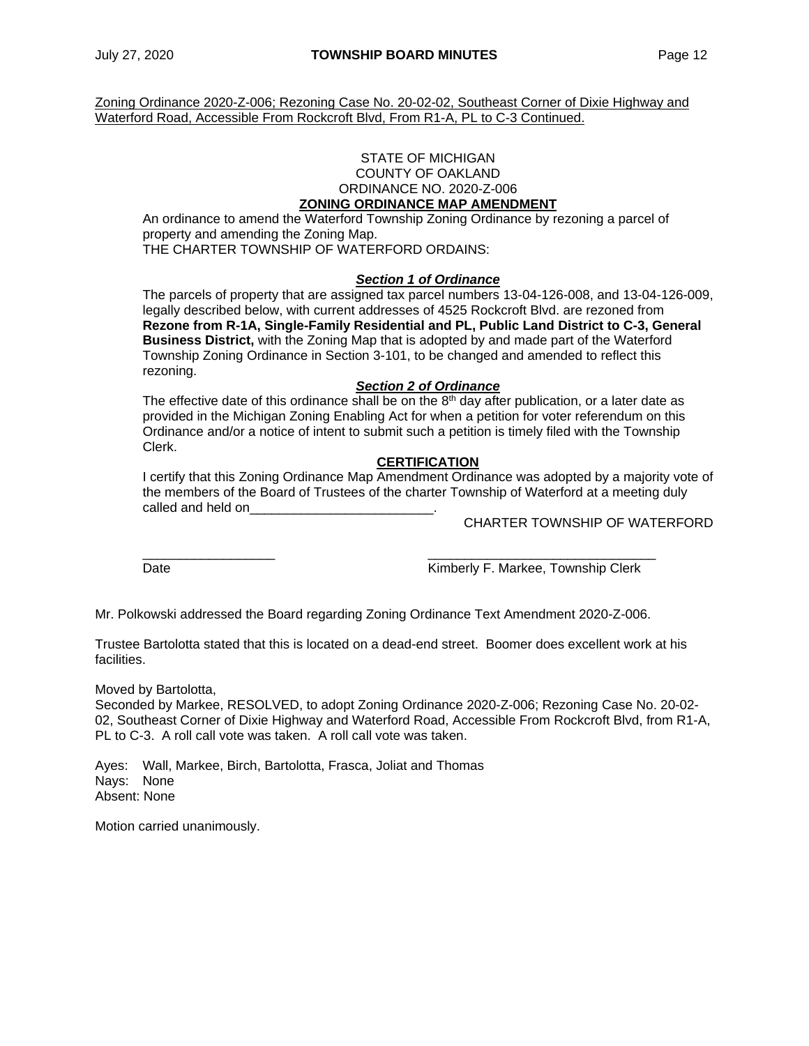Zoning Ordinance 2020-Z-006; Rezoning Case No. 20-02-02, Southeast Corner of Dixie Highway and Waterford Road, Accessible From Rockcroft Blvd, From R1-A, PL to C-3 Continued.

STATE OF MICHIGAN
COUNTY OF OAKLAND
ORDINANCE NO. 2020-Z-006

**ZONING ORDINANCE MAP AMENDMENT**

An ordinance to amend the Waterford Township Zoning Ordinance by rezoning a parcel of property and amending the Zoning Map.

THE CHARTER TOWNSHIP OF WATERFORD ORDAINS:

***Section 1 of Ordinance***

The parcels of property that are assigned tax parcel numbers 13-04-126-008, and 13-04-126-009, legally described below, with current addresses of 4525 Rockcroft Blvd. are rezoned from **Rezone from R-1A, Single-Family Residential and PL, Public Land District to C-3, General Business District,** with the Zoning Map that is adopted by and made part of the Waterford Township Zoning Ordinance in Section 3-101, to be changed and amended to reflect this rezoning.

***Section 2 of Ordinance***

The effective date of this ordinance shall be on the 8th day after publication, or a later date as provided in the Michigan Zoning Enabling Act for when a petition for voter referendum on this Ordinance and/or a notice of intent to submit such a petition is timely filed with the Township Clerk.

**CERTIFICATION**

I certify that this Zoning Ordinance Map Amendment Ordinance was adopted by a majority vote of the members of the Board of Trustees of the charter Township of Waterford at a meeting duly called and held on_________________________.

CHARTER TOWNSHIP OF WATERFORD

__________________ ________________________________
Date Kimberly F. Markee, Township Clerk

Mr. Polkowski addressed the Board regarding Zoning Ordinance Text Amendment 2020-Z-006.

Trustee Bartolotta stated that this is located on a dead-end street. Boomer does excellent work at his facilities.

Moved by Bartolotta,
Seconded by Markee, RESOLVED, to adopt Zoning Ordinance 2020-Z-006; Rezoning Case No. 20-02-02, Southeast Corner of Dixie Highway and Waterford Road, Accessible From Rockcroft Blvd, from R1-A, PL to C-3. A roll call vote was taken. A roll call vote was taken.

Ayes: Wall, Markee, Birch, Bartolotta, Frasca, Joliat and Thomas
Nays: None
Absent: None

Motion carried unanimously.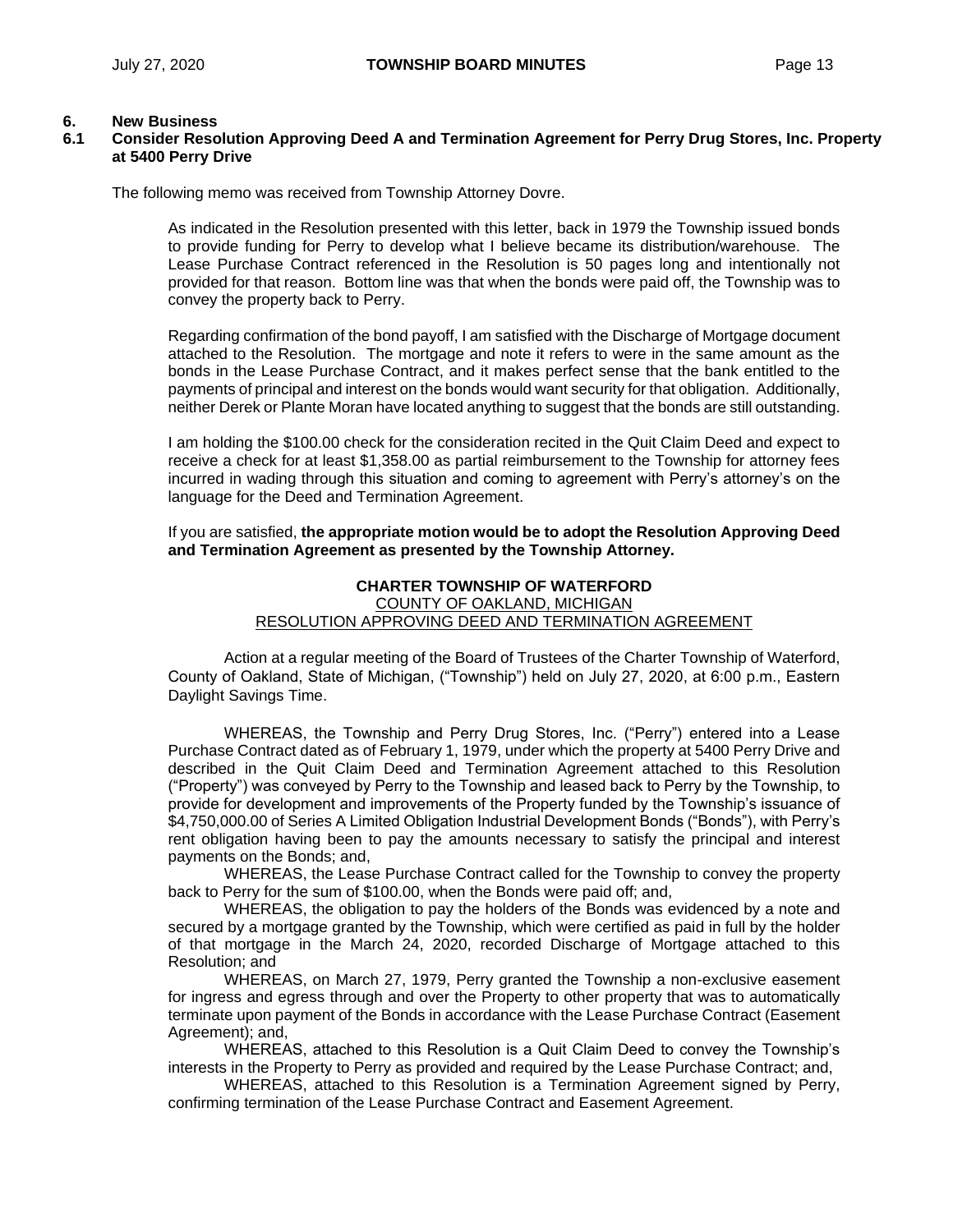## 6. New Business

### 6.1 Consider Resolution Approving Deed A and Termination Agreement for Perry Drug Stores, Inc. Property at 5400 Perry Drive

The following memo was received from Township Attorney Dovre.

> As indicated in the Resolution presented with this letter, back in 1979 the Township issued bonds to provide funding for Perry to develop what I believe became its distribution/warehouse. The Lease Purchase Contract referenced in the Resolution is 50 pages long and intentionally not provided for that reason. Bottom line was that when the bonds were paid off, the Township was to convey the property back to Perry.
>
> Regarding confirmation of the bond payoff, I am satisfied with the Discharge of Mortgage document attached to the Resolution. The mortgage and note it refers to were in the same amount as the bonds in the Lease Purchase Contract, and it makes perfect sense that the bank entitled to the payments of principal and interest on the bonds would want security for that obligation. Additionally, neither Derek or Plante Moran have located anything to suggest that the bonds are still outstanding.
>
> I am holding the $100.00 check for the consideration recited in the Quit Claim Deed and expect to receive a check for at least $1,358.00 as partial reimbursement to the Township for attorney fees incurred in wading through this situation and coming to agreement with Perry's attorney's on the language for the Deed and Termination Agreement.
>
> If you are satisfied, **the appropriate motion would be to adopt the Resolution Approving Deed and Termination Agreement as presented by the Township Attorney.**

**CHARTER TOWNSHIP OF WATERFORD**
COUNTY OF OAKLAND, MICHIGAN
RESOLUTION APPROVING DEED AND TERMINATION AGREEMENT

Action at a regular meeting of the Board of Trustees of the Charter Township of Waterford, County of Oakland, State of Michigan, ("Township") held on July 27, 2020, at 6:00 p.m., Eastern Daylight Savings Time.

WHEREAS, the Township and Perry Drug Stores, Inc. ("Perry") entered into a Lease Purchase Contract dated as of February 1, 1979, under which the property at 5400 Perry Drive and described in the Quit Claim Deed and Termination Agreement attached to this Resolution ("Property") was conveyed by Perry to the Township and leased back to Perry by the Township, to provide for development and improvements of the Property funded by the Township's issuance of $4,750,000.00 of Series A Limited Obligation Industrial Development Bonds ("Bonds"), with Perry's rent obligation having been to pay the amounts necessary to satisfy the principal and interest payments on the Bonds; and,

WHEREAS, the Lease Purchase Contract called for the Township to convey the property back to Perry for the sum of $100.00, when the Bonds were paid off; and,

WHEREAS, the obligation to pay the holders of the Bonds was evidenced by a note and secured by a mortgage granted by the Township, which were certified as paid in full by the holder of that mortgage in the March 24, 2020, recorded Discharge of Mortgage attached to this Resolution; and

WHEREAS, on March 27, 1979, Perry granted the Township a non-exclusive easement for ingress and egress through and over the Property to other property that was to automatically terminate upon payment of the Bonds in accordance with the Lease Purchase Contract (Easement Agreement); and,

WHEREAS, attached to this Resolution is a Quit Claim Deed to convey the Township's interests in the Property to Perry as provided and required by the Lease Purchase Contract; and,

WHEREAS, attached to this Resolution is a Termination Agreement signed by Perry, confirming termination of the Lease Purchase Contract and Easement Agreement.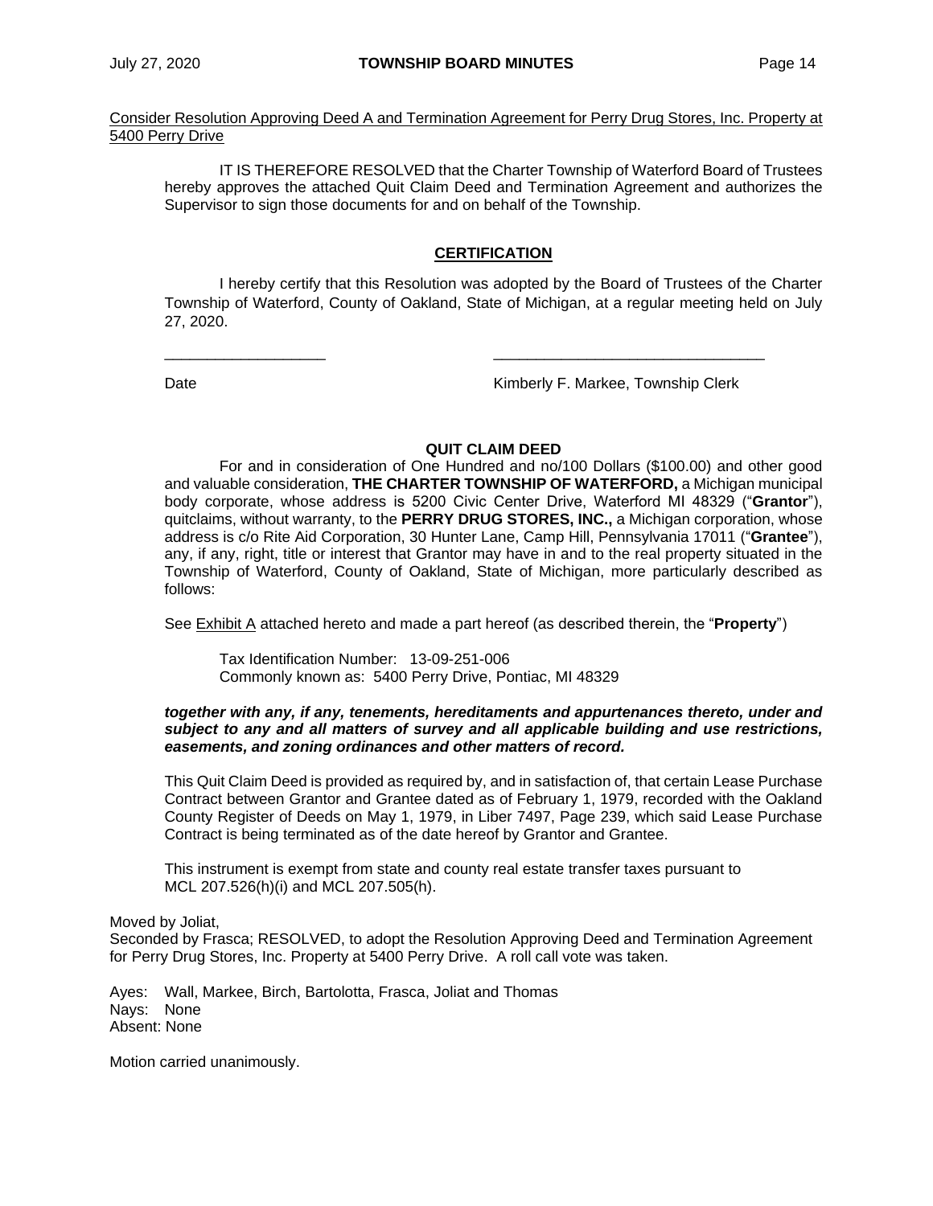Consider Resolution Approving Deed A and Termination Agreement for Perry Drug Stores, Inc. Property at 5400 Perry Drive

IT IS THEREFORE RESOLVED that the Charter Township of Waterford Board of Trustees hereby approves the attached Quit Claim Deed and Termination Agreement and authorizes the Supervisor to sign those documents for and on behalf of the Township.

**CERTIFICATION**

I hereby certify that this Resolution was adopted by the Board of Trustees of the Charter Township of Waterford, County of Oakland, State of Michigan, at a regular meeting held on July 27, 2020.

\_\_\_\_\_\_\_\_\_\_\_\_\_\_\_\_\_\_\_\_ \_\_\_\_\_\_\_\_\_\_\_\_\_\_\_\_\_\_\_\_\_\_\_\_\_\_\_\_\_\_\_\_\_\_

Date Kimberly F. Markee, Township Clerk

**QUIT CLAIM DEED**

For and in consideration of One Hundred and no/100 Dollars ($100.00) and other good and valuable consideration, **THE CHARTER TOWNSHIP OF WATERFORD,** a Michigan municipal body corporate, whose address is 5200 Civic Center Drive, Waterford MI 48329 ("**Grantor**"), quitclaims, without warranty, to the **PERRY DRUG STORES, INC.,** a Michigan corporation, whose address is c/o Rite Aid Corporation, 30 Hunter Lane, Camp Hill, Pennsylvania 17011 ("**Grantee**"), any, if any, right, title or interest that Grantor may have in and to the real property situated in the Township of Waterford, County of Oakland, State of Michigan, more particularly described as follows:

See Exhibit A attached hereto and made a part hereof (as described therein, the "**Property**")

Tax Identification Number: 13-09-251-006
Commonly known as: 5400 Perry Drive, Pontiac, MI 48329

***together with any, if any, tenements, hereditaments and appurtenances thereto, under and subject to any and all matters of survey and all applicable building and use restrictions, easements, and zoning ordinances and other matters of record.***

This Quit Claim Deed is provided as required by, and in satisfaction of, that certain Lease Purchase Contract between Grantor and Grantee dated as of February 1, 1979, recorded with the Oakland County Register of Deeds on May 1, 1979, in Liber 7497, Page 239, which said Lease Purchase Contract is being terminated as of the date hereof by Grantor and Grantee.

This instrument is exempt from state and county real estate transfer taxes pursuant to MCL 207.526(h)(i) and MCL 207.505(h).

Moved by Joliat,
Seconded by Frasca; RESOLVED, to adopt the Resolution Approving Deed and Termination Agreement for Perry Drug Stores, Inc. Property at 5400 Perry Drive. A roll call vote was taken.

Ayes: Wall, Markee, Birch, Bartolotta, Frasca, Joliat and Thomas
Nays: None
Absent: None

Motion carried unanimously.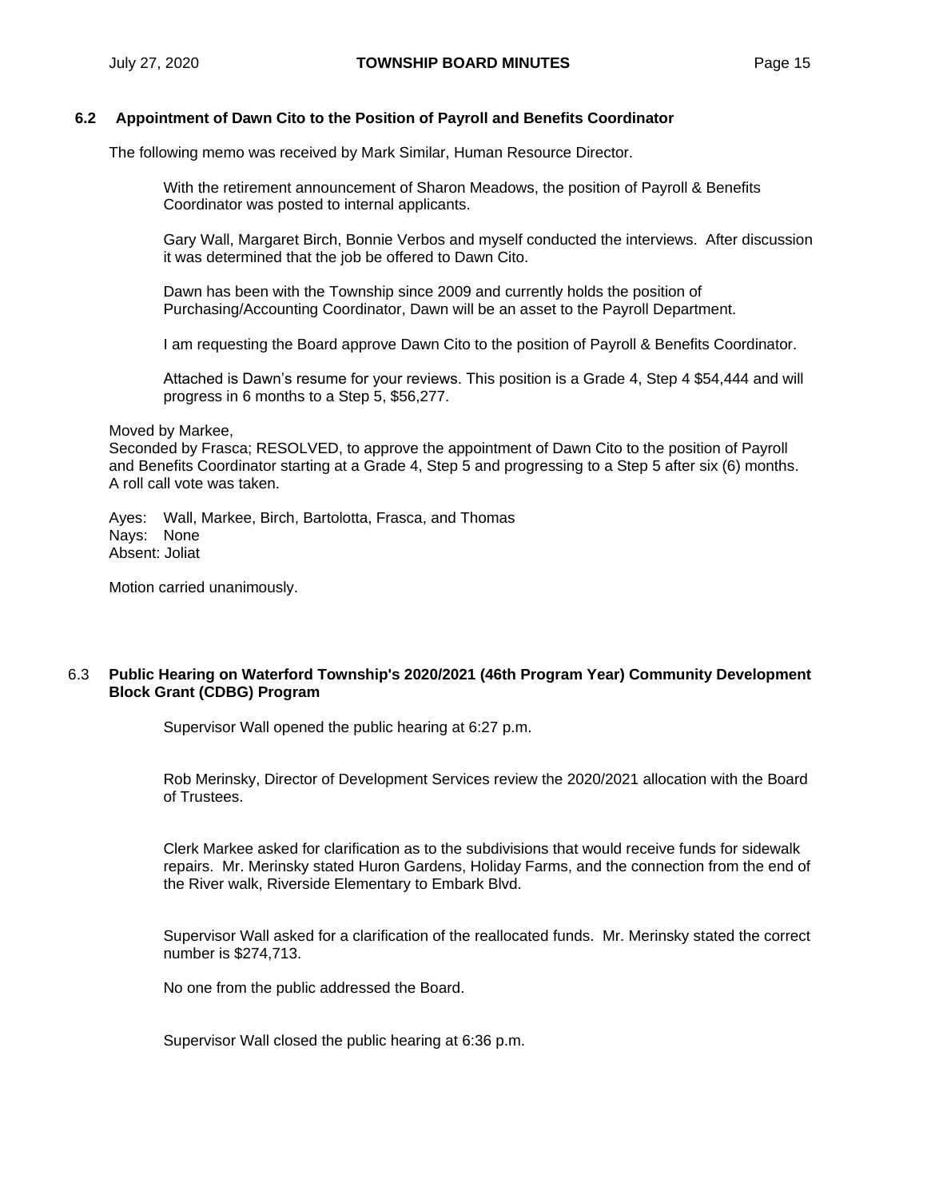### 6.2 Appointment of Dawn Cito to the Position of Payroll and Benefits Coordinator

The following memo was received by Mark Similar, Human Resource Director.

> With the retirement announcement of Sharon Meadows, the position of Payroll & Benefits Coordinator was posted to internal applicants.
>
> Gary Wall, Margaret Birch, Bonnie Verbos and myself conducted the interviews. After discussion it was determined that the job be offered to Dawn Cito.
>
> Dawn has been with the Township since 2009 and currently holds the position of Purchasing/Accounting Coordinator, Dawn will be an asset to the Payroll Department.
>
> I am requesting the Board approve Dawn Cito to the position of Payroll & Benefits Coordinator.
>
> Attached is Dawn's resume for your reviews. This position is a Grade 4, Step 4 $54,444 and will progress in 6 months to a Step 5, $56,277.

Moved by Markee,
Seconded by Frasca; RESOLVED, to approve the appointment of Dawn Cito to the position of Payroll and Benefits Coordinator starting at a Grade 4, Step 5 and progressing to a Step 5 after six (6) months. A roll call vote was taken.

Ayes: Wall, Markee, Birch, Bartolotta, Frasca, and Thomas
Nays: None
Absent: Joliat

Motion carried unanimously.

### 6.3 Public Hearing on Waterford Township's 2020/2021 (46th Program Year) Community Development Block Grant (CDBG) Program

Supervisor Wall opened the public hearing at 6:27 p.m.

Rob Merinsky, Director of Development Services review the 2020/2021 allocation with the Board of Trustees.

Clerk Markee asked for clarification as to the subdivisions that would receive funds for sidewalk repairs. Mr. Merinsky stated Huron Gardens, Holiday Farms, and the connection from the end of the River walk, Riverside Elementary to Embark Blvd.

Supervisor Wall asked for a clarification of the reallocated funds. Mr. Merinsky stated the correct number is $274,713.

No one from the public addressed the Board.

Supervisor Wall closed the public hearing at 6:36 p.m.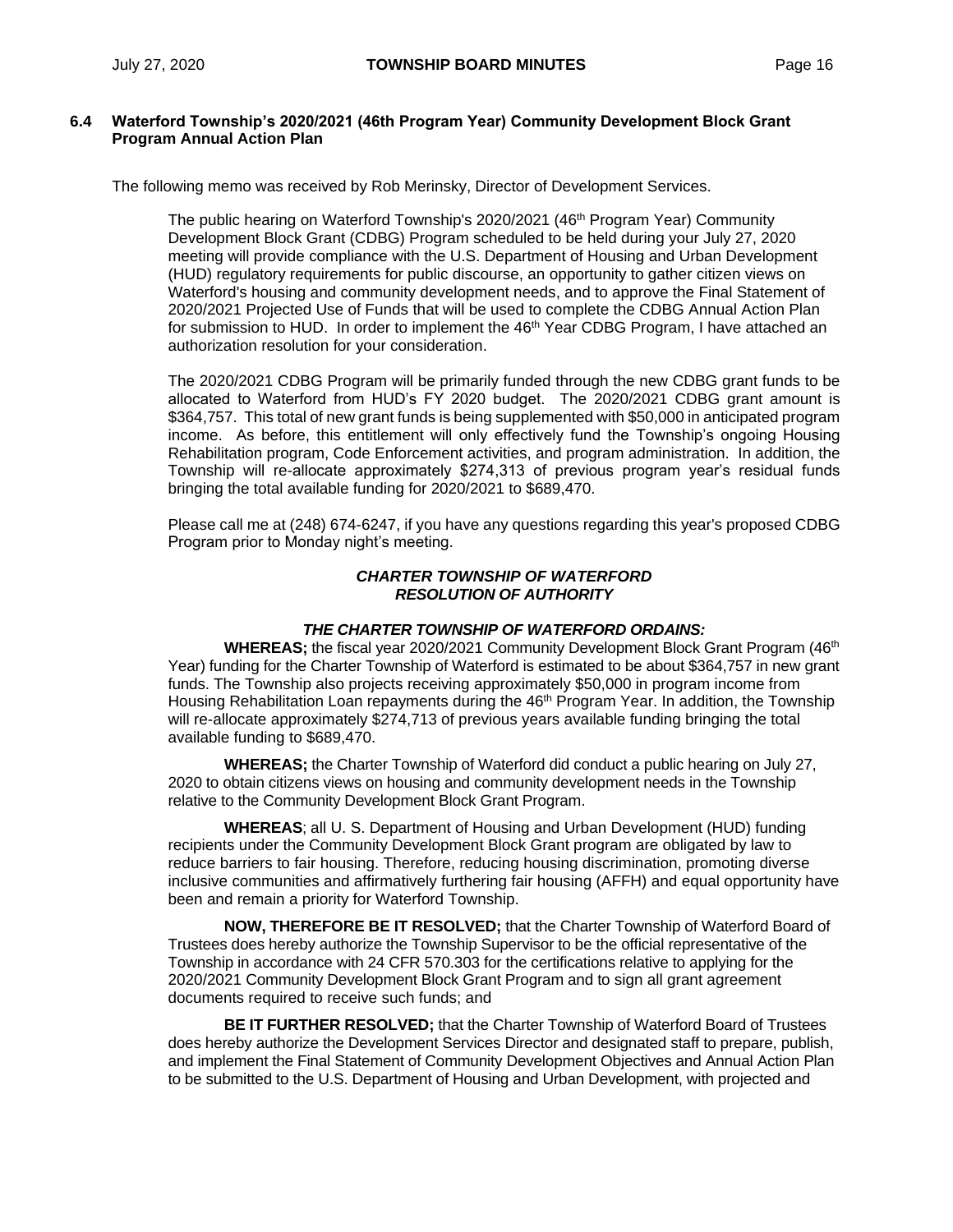### 6.4 Waterford Township's 2020/2021 (46th Program Year) Community Development Block Grant Program Annual Action Plan

The following memo was received by Rob Merinsky, Director of Development Services.

> The public hearing on Waterford Township's 2020/2021 (46th Program Year) Community Development Block Grant (CDBG) Program scheduled to be held during your July 27, 2020 meeting will provide compliance with the U.S. Department of Housing and Urban Development (HUD) regulatory requirements for public discourse, an opportunity to gather citizen views on Waterford's housing and community development needs, and to approve the Final Statement of 2020/2021 Projected Use of Funds that will be used to complete the CDBG Annual Action Plan for submission to HUD. In order to implement the 46th Year CDBG Program, I have attached an authorization resolution for your consideration.
>
> The 2020/2021 CDBG Program will be primarily funded through the new CDBG grant funds to be allocated to Waterford from HUD's FY 2020 budget. The 2020/2021 CDBG grant amount is $364,757. This total of new grant funds is being supplemented with $50,000 in anticipated program income. As before, this entitlement will only effectively fund the Township's ongoing Housing Rehabilitation program, Code Enforcement activities, and program administration. In addition, the Township will re-allocate approximately $274,313 of previous program year's residual funds bringing the total available funding for 2020/2021 to $689,470.
>
> Please call me at (248) 674-6247, if you have any questions regarding this year's proposed CDBG Program prior to Monday night's meeting.

***CHARTER TOWNSHIP OF WATERFORD***
***RESOLUTION OF AUTHORITY***

***THE CHARTER TOWNSHIP OF WATERFORD ORDAINS:***

**WHEREAS;** the fiscal year 2020/2021 Community Development Block Grant Program (46th Year) funding for the Charter Township of Waterford is estimated to be about $364,757 in new grant funds. The Township also projects receiving approximately $50,000 in program income from Housing Rehabilitation Loan repayments during the 46th Program Year. In addition, the Township will re-allocate approximately $274,713 of previous years available funding bringing the total available funding to $689,470.

**WHEREAS;** the Charter Township of Waterford did conduct a public hearing on July 27, 2020 to obtain citizens views on housing and community development needs in the Township relative to the Community Development Block Grant Program.

**WHEREAS**; all U. S. Department of Housing and Urban Development (HUD) funding recipients under the Community Development Block Grant program are obligated by law to reduce barriers to fair housing. Therefore, reducing housing discrimination, promoting diverse inclusive communities and affirmatively furthering fair housing (AFFH) and equal opportunity have been and remain a priority for Waterford Township.

**NOW, THEREFORE BE IT RESOLVED;** that the Charter Township of Waterford Board of Trustees does hereby authorize the Township Supervisor to be the official representative of the Township in accordance with 24 CFR 570.303 for the certifications relative to applying for the 2020/2021 Community Development Block Grant Program and to sign all grant agreement documents required to receive such funds; and

**BE IT FURTHER RESOLVED;** that the Charter Township of Waterford Board of Trustees does hereby authorize the Development Services Director and designated staff to prepare, publish, and implement the Final Statement of Community Development Objectives and Annual Action Plan to be submitted to the U.S. Department of Housing and Urban Development, with projected and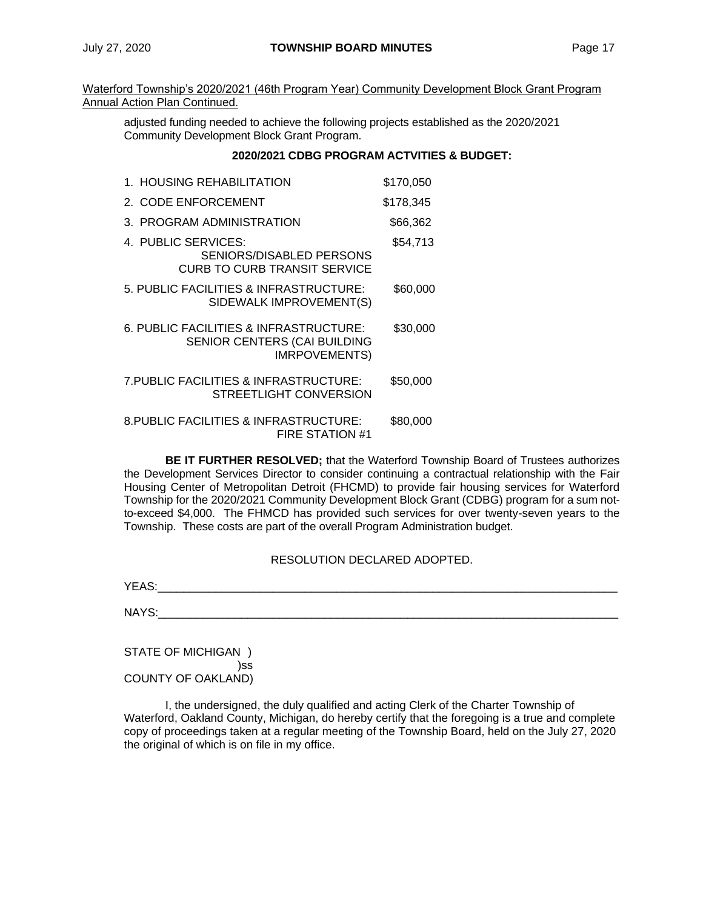Waterford Township's 2020/2021 (46th Program Year) Community Development Block Grant Program Annual Action Plan Continued.

adjusted funding needed to achieve the following projects established as the 2020/2021 Community Development Block Grant Program.

**2020/2021 CDBG PROGRAM ACTVITIES & BUDGET:**

| Activity | Budget |
|---|---|
| 1. HOUSING REHABILITATION | $170,050 |
| 2. CODE ENFORCEMENT | $178,345 |
| 3. PROGRAM ADMINISTRATION | $66,362 |
| 4. PUBLIC SERVICES: SENIORS/DISABLED PERSONS CURB TO CURB TRANSIT SERVICE | $54,713 |
| 5. PUBLIC FACILITIES & INFRASTRUCTURE: SIDEWALK IMPROVEMENT(S) | $60,000 |
| 6. PUBLIC FACILITIES & INFRASTRUCTURE: SENIOR CENTERS (CAI BUILDING IMRPOVEMENTS) | $30,000 |
| 7.PUBLIC FACILITIES & INFRASTRUCTURE: STREETLIGHT CONVERSION | $50,000 |
| 8.PUBLIC FACILITIES & INFRASTRUCTURE: FIRE STATION #1 | $80,000 |

**BE IT FURTHER RESOLVED;** that the Waterford Township Board of Trustees authorizes the Development Services Director to consider continuing a contractual relationship with the Fair Housing Center of Metropolitan Detroit (FHCMD) to provide fair housing services for Waterford Township for the 2020/2021 Community Development Block Grant (CDBG) program for a sum not-to-exceed $4,000. The FHMCD has provided such services for over twenty-seven years to the Township. These costs are part of the overall Program Administration budget.

RESOLUTION DECLARED ADOPTED.

YEAS:\_\_\_\_\_\_\_\_\_\_\_\_\_\_\_\_\_\_\_\_\_\_\_\_\_\_\_\_\_\_\_\_\_\_\_\_\_\_\_\_\_\_\_\_\_\_\_\_\_\_\_\_\_\_\_\_\_\_\_\_\_\_\_\_

NAYS:\_\_\_\_\_\_\_\_\_\_\_\_\_\_\_\_\_\_\_\_\_\_\_\_\_\_\_\_\_\_\_\_\_\_\_\_\_\_\_\_\_\_\_\_\_\_\_\_\_\_\_\_\_\_\_\_\_\_\_\_\_\_\_\_

STATE OF MICHIGAN )
)ss
COUNTY OF OAKLAND)

I, the undersigned, the duly qualified and acting Clerk of the Charter Township of Waterford, Oakland County, Michigan, do hereby certify that the foregoing is a true and complete copy of proceedings taken at a regular meeting of the Township Board, held on the July 27, 2020 the original of which is on file in my office.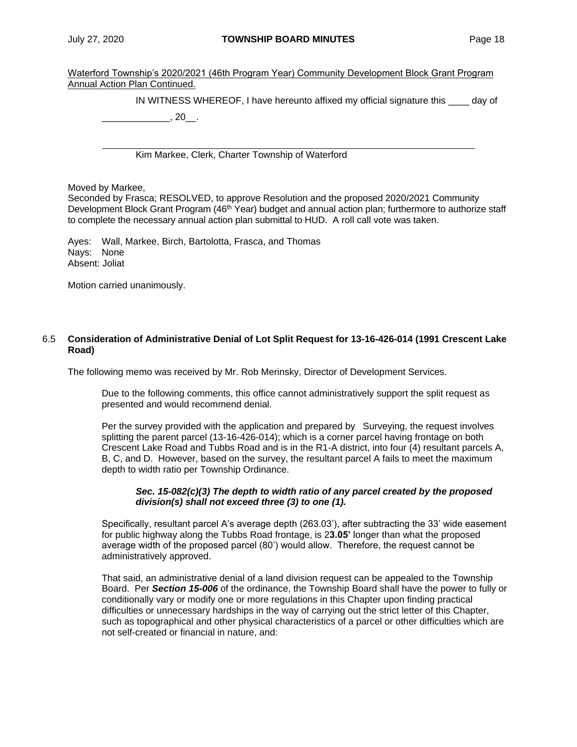Waterford Township's 2020/2021 (46th Program Year) Community Development Block Grant Program Annual Action Plan Continued.

IN WITNESS WHEREOF, I have hereunto affixed my official signature this ____ day of _____________, 20__.

Kim Markee, Clerk, Charter Township of Waterford

Moved by Markee,
Seconded by Frasca; RESOLVED, to approve Resolution and the proposed 2020/2021 Community Development Block Grant Program (46th Year) budget and annual action plan; furthermore to authorize staff to complete the necessary annual action plan submittal to HUD. A roll call vote was taken.

Ayes: Wall, Markee, Birch, Bartolotta, Frasca, and Thomas
Nays: None
Absent: Joliat

Motion carried unanimously.

## 6.5 Consideration of Administrative Denial of Lot Split Request for 13-16-426-014 (1991 Crescent Lake Road)

The following memo was received by Mr. Rob Merinsky, Director of Development Services.

> Due to the following comments, this office cannot administratively support the split request as presented and would recommend denial.
>
> Per the survey provided with the application and prepared by Surveying, the request involves splitting the parent parcel (13-16-426-014); which is a corner parcel having frontage on both Crescent Lake Road and Tubbs Road and is in the R1-A district, into four (4) resultant parcels A, B, C, and D. However, based on the survey, the resultant parcel A fails to meet the maximum depth to width ratio per Township Ordinance.
>
> > ***Sec. 15-082(c)(3) The depth to width ratio of any parcel created by the proposed division(s) shall not exceed three (3) to one (1).***
>
> Specifically, resultant parcel A's average depth (263.03'), after subtracting the 33' wide easement for public highway along the Tubbs Road frontage, is 2**3.05'** longer than what the proposed average width of the proposed parcel (80') would allow. Therefore, the request cannot be administratively approved.
>
> That said, an administrative denial of a land division request can be appealed to the Township Board. Per ***Section 15-006*** of the ordinance, the Township Board shall have the power to fully or conditionally vary or modify one or more regulations in this Chapter upon finding practical difficulties or unnecessary hardships in the way of carrying out the strict letter of this Chapter, such as topographical and other physical characteristics of a parcel or other difficulties which are not self-created or financial in nature, and: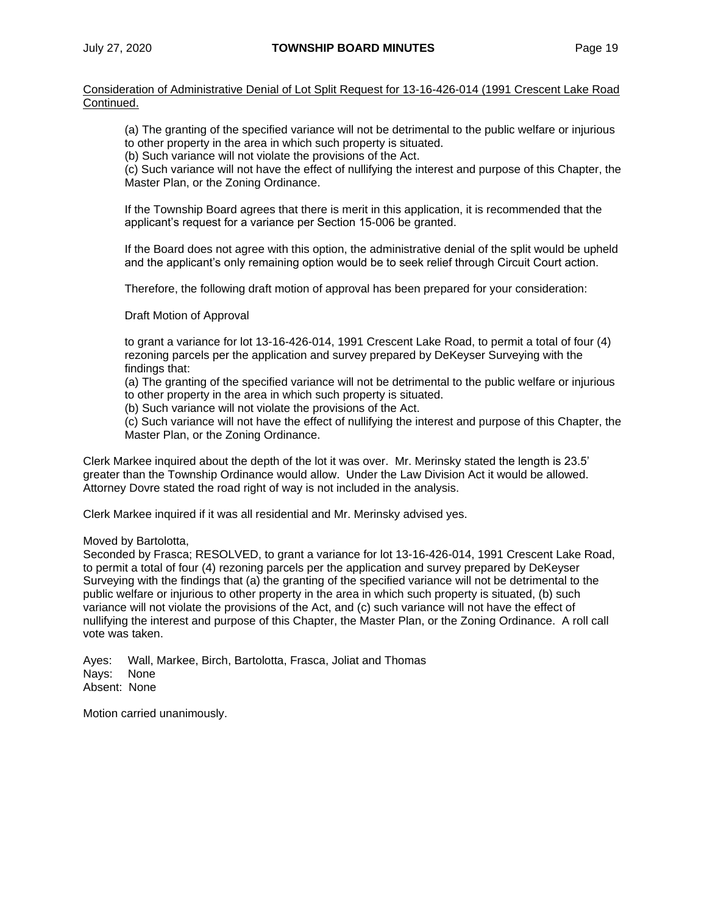Consideration of Administrative Denial of Lot Split Request for 13-16-426-014 (1991 Crescent Lake Road Continued.

> (a) The granting of the specified variance will not be detrimental to the public welfare or injurious to other property in the area in which such property is situated.
> (b) Such variance will not violate the provisions of the Act.
> (c) Such variance will not have the effect of nullifying the interest and purpose of this Chapter, the Master Plan, or the Zoning Ordinance.
>
> If the Township Board agrees that there is merit in this application, it is recommended that the applicant's request for a variance per Section 15-006 be granted.
>
> If the Board does not agree with this option, the administrative denial of the split would be upheld and the applicant's only remaining option would be to seek relief through Circuit Court action.
>
> Therefore, the following draft motion of approval has been prepared for your consideration:
>
> Draft Motion of Approval
>
> to grant a variance for lot 13-16-426-014, 1991 Crescent Lake Road, to permit a total of four (4) rezoning parcels per the application and survey prepared by DeKeyser Surveying with the findings that:
> (a) The granting of the specified variance will not be detrimental to the public welfare or injurious to other property in the area in which such property is situated.
> (b) Such variance will not violate the provisions of the Act.
> (c) Such variance will not have the effect of nullifying the interest and purpose of this Chapter, the Master Plan, or the Zoning Ordinance.

Clerk Markee inquired about the depth of the lot it was over. Mr. Merinsky stated the length is 23.5' greater than the Township Ordinance would allow. Under the Law Division Act it would be allowed. Attorney Dovre stated the road right of way is not included in the analysis.

Clerk Markee inquired if it was all residential and Mr. Merinsky advised yes.

Moved by Bartolotta,
Seconded by Frasca; RESOLVED, to grant a variance for lot 13-16-426-014, 1991 Crescent Lake Road, to permit a total of four (4) rezoning parcels per the application and survey prepared by DeKeyser Surveying with the findings that (a) the granting of the specified variance will not be detrimental to the public welfare or injurious to other property in the area in which such property is situated, (b) such variance will not violate the provisions of the Act, and (c) such variance will not have the effect of nullifying the interest and purpose of this Chapter, the Master Plan, or the Zoning Ordinance. A roll call vote was taken.

Ayes: Wall, Markee, Birch, Bartolotta, Frasca, Joliat and Thomas
Nays: None
Absent: None

Motion carried unanimously.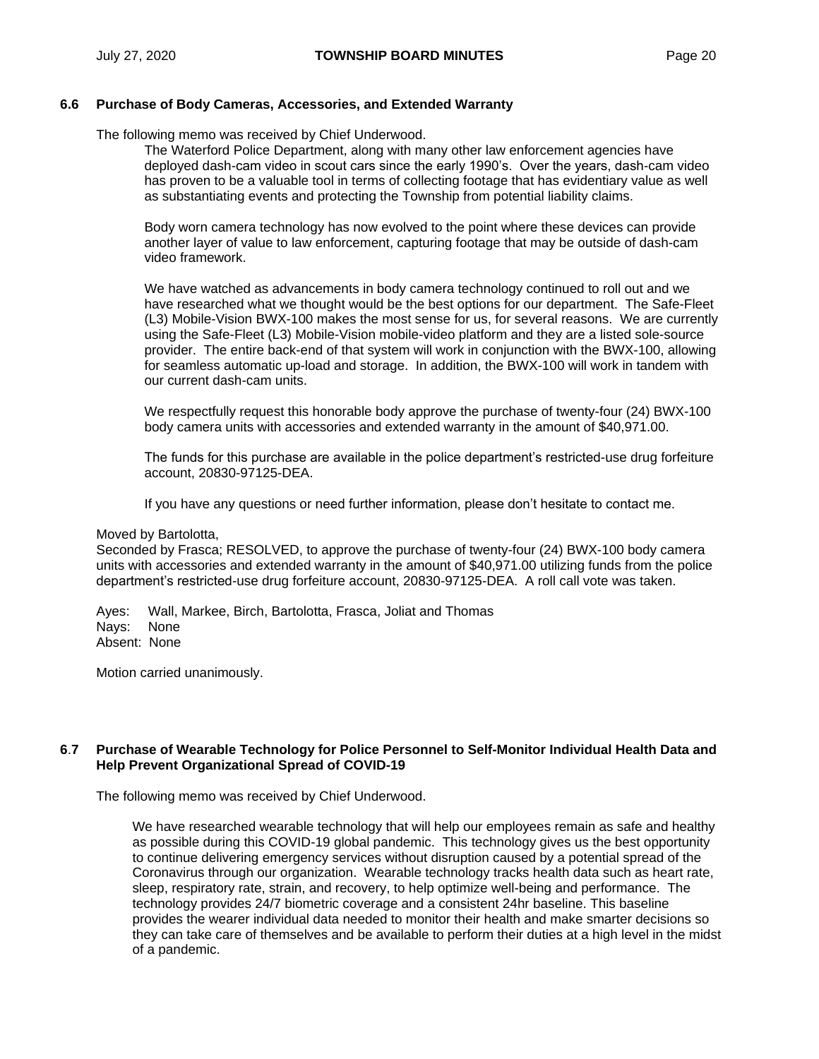### 6.6 Purchase of Body Cameras, Accessories, and Extended Warranty

The following memo was received by Chief Underwood.

> The Waterford Police Department, along with many other law enforcement agencies have deployed dash-cam video in scout cars since the early 1990's. Over the years, dash-cam video has proven to be a valuable tool in terms of collecting footage that has evidentiary value as well as substantiating events and protecting the Township from potential liability claims.
>
> Body worn camera technology has now evolved to the point where these devices can provide another layer of value to law enforcement, capturing footage that may be outside of dash-cam video framework.
>
> We have watched as advancements in body camera technology continued to roll out and we have researched what we thought would be the best options for our department. The Safe-Fleet (L3) Mobile-Vision BWX-100 makes the most sense for us, for several reasons. We are currently using the Safe-Fleet (L3) Mobile-Vision mobile-video platform and they are a listed sole-source provider. The entire back-end of that system will work in conjunction with the BWX-100, allowing for seamless automatic up-load and storage. In addition, the BWX-100 will work in tandem with our current dash-cam units.
>
> We respectfully request this honorable body approve the purchase of twenty-four (24) BWX-100 body camera units with accessories and extended warranty in the amount of $40,971.00.
>
> The funds for this purchase are available in the police department's restricted-use drug forfeiture account, 20830-97125-DEA.
>
> If you have any questions or need further information, please don't hesitate to contact me.

Moved by Bartolotta,
Seconded by Frasca; RESOLVED, to approve the purchase of twenty-four (24) BWX-100 body camera units with accessories and extended warranty in the amount of $40,971.00 utilizing funds from the police department's restricted-use drug forfeiture account, 20830-97125-DEA. A roll call vote was taken.

Ayes: Wall, Markee, Birch, Bartolotta, Frasca, Joliat and Thomas
Nays: None
Absent: None

Motion carried unanimously.

### 6.7 Purchase of Wearable Technology for Police Personnel to Self-Monitor Individual Health Data and Help Prevent Organizational Spread of COVID-19

The following memo was received by Chief Underwood.

> We have researched wearable technology that will help our employees remain as safe and healthy as possible during this COVID-19 global pandemic. This technology gives us the best opportunity to continue delivering emergency services without disruption caused by a potential spread of the Coronavirus through our organization. Wearable technology tracks health data such as heart rate, sleep, respiratory rate, strain, and recovery, to help optimize well-being and performance. The technology provides 24/7 biometric coverage and a consistent 24hr baseline. This baseline provides the wearer individual data needed to monitor their health and make smarter decisions so they can take care of themselves and be available to perform their duties at a high level in the midst of a pandemic.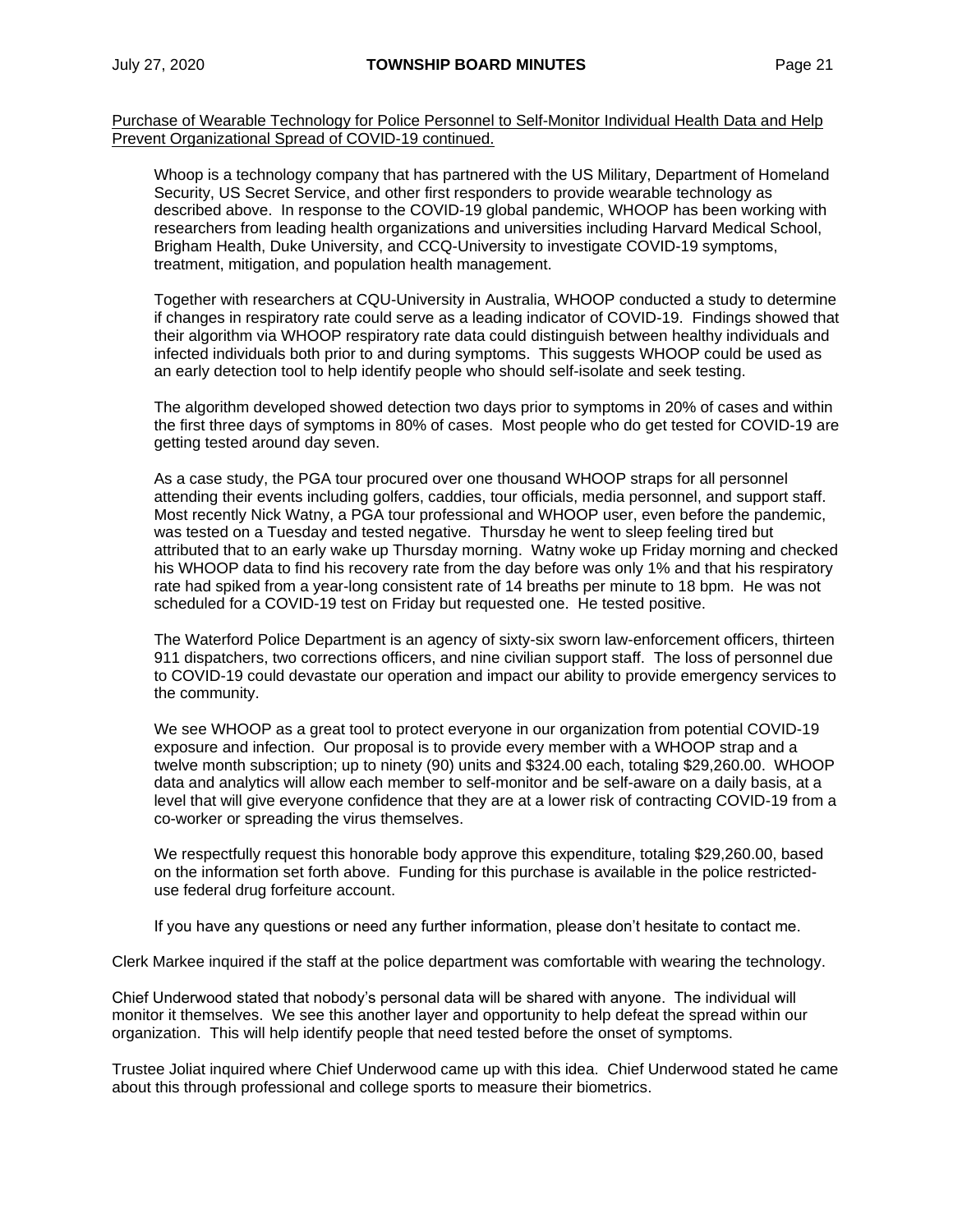Purchase of Wearable Technology for Police Personnel to Self-Monitor Individual Health Data and Help Prevent Organizational Spread of COVID-19 continued.

> Whoop is a technology company that has partnered with the US Military, Department of Homeland Security, US Secret Service, and other first responders to provide wearable technology as described above. In response to the COVID-19 global pandemic, WHOOP has been working with researchers from leading health organizations and universities including Harvard Medical School, Brigham Health, Duke University, and CCQ-University to investigate COVID-19 symptoms, treatment, mitigation, and population health management.
>
> Together with researchers at CQU-University in Australia, WHOOP conducted a study to determine if changes in respiratory rate could serve as a leading indicator of COVID-19. Findings showed that their algorithm via WHOOP respiratory rate data could distinguish between healthy individuals and infected individuals both prior to and during symptoms. This suggests WHOOP could be used as an early detection tool to help identify people who should self-isolate and seek testing.
>
> The algorithm developed showed detection two days prior to symptoms in 20% of cases and within the first three days of symptoms in 80% of cases. Most people who do get tested for COVID-19 are getting tested around day seven.
>
> As a case study, the PGA tour procured over one thousand WHOOP straps for all personnel attending their events including golfers, caddies, tour officials, media personnel, and support staff. Most recently Nick Watny, a PGA tour professional and WHOOP user, even before the pandemic, was tested on a Tuesday and tested negative. Thursday he went to sleep feeling tired but attributed that to an early wake up Thursday morning. Watny woke up Friday morning and checked his WHOOP data to find his recovery rate from the day before was only 1% and that his respiratory rate had spiked from a year-long consistent rate of 14 breaths per minute to 18 bpm. He was not scheduled for a COVID-19 test on Friday but requested one. He tested positive.
>
> The Waterford Police Department is an agency of sixty-six sworn law-enforcement officers, thirteen 911 dispatchers, two corrections officers, and nine civilian support staff. The loss of personnel due to COVID-19 could devastate our operation and impact our ability to provide emergency services to the community.
>
> We see WHOOP as a great tool to protect everyone in our organization from potential COVID-19 exposure and infection. Our proposal is to provide every member with a WHOOP strap and a twelve month subscription; up to ninety (90) units and $324.00 each, totaling $29,260.00. WHOOP data and analytics will allow each member to self-monitor and be self-aware on a daily basis, at a level that will give everyone confidence that they are at a lower risk of contracting COVID-19 from a co-worker or spreading the virus themselves.
>
> We respectfully request this honorable body approve this expenditure, totaling $29,260.00, based on the information set forth above. Funding for this purchase is available in the police restricted-use federal drug forfeiture account.
>
> If you have any questions or need any further information, please don't hesitate to contact me.

Clerk Markee inquired if the staff at the police department was comfortable with wearing the technology.

Chief Underwood stated that nobody's personal data will be shared with anyone. The individual will monitor it themselves. We see this another layer and opportunity to help defeat the spread within our organization. This will help identify people that need tested before the onset of symptoms.

Trustee Joliat inquired where Chief Underwood came up with this idea. Chief Underwood stated he came about this through professional and college sports to measure their biometrics.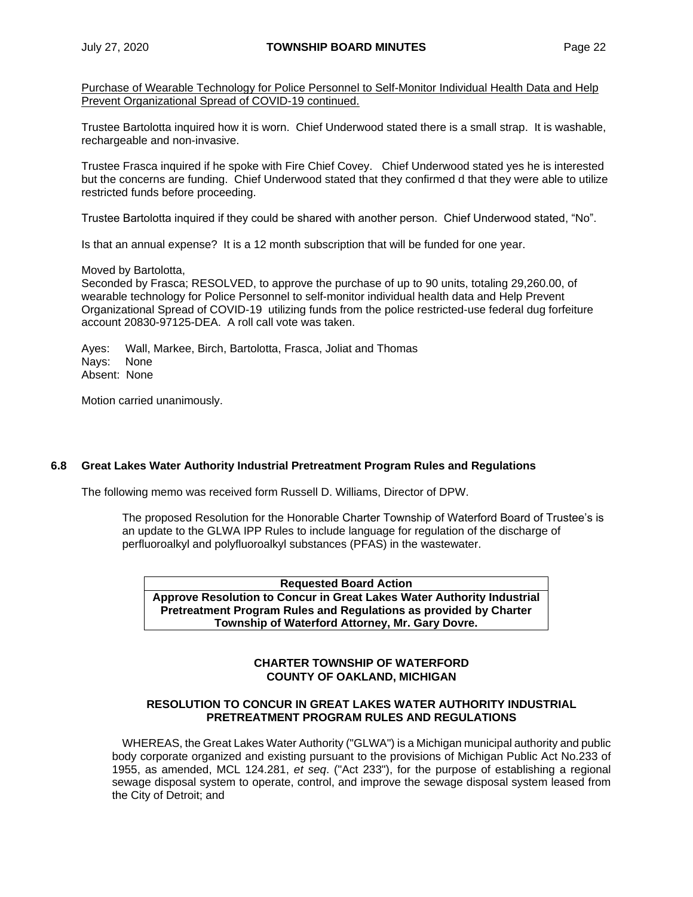Purchase of Wearable Technology for Police Personnel to Self-Monitor Individual Health Data and Help Prevent Organizational Spread of COVID-19 continued.

Trustee Bartolotta inquired how it is worn. Chief Underwood stated there is a small strap. It is washable, rechargeable and non-invasive.

Trustee Frasca inquired if he spoke with Fire Chief Covey. Chief Underwood stated yes he is interested but the concerns are funding. Chief Underwood stated that they confirmed d that they were able to utilize restricted funds before proceeding.

Trustee Bartolotta inquired if they could be shared with another person. Chief Underwood stated, "No".

Is that an annual expense? It is a 12 month subscription that will be funded for one year.

Moved by Bartolotta,
Seconded by Frasca; RESOLVED, to approve the purchase of up to 90 units, totaling 29,260.00, of wearable technology for Police Personnel to self-monitor individual health data and Help Prevent Organizational Spread of COVID-19 utilizing funds from the police restricted-use federal dug forfeiture account 20830-97125-DEA. A roll call vote was taken.

Ayes: Wall, Markee, Birch, Bartolotta, Frasca, Joliat and Thomas
Nays: None
Absent: None

Motion carried unanimously.

### 6.8 Great Lakes Water Authority Industrial Pretreatment Program Rules and Regulations

The following memo was received form Russell D. Williams, Director of DPW.

> The proposed Resolution for the Honorable Charter Township of Waterford Board of Trustee's is an update to the GLWA IPP Rules to include language for regulation of the discharge of perfluoroalkyl and polyfluoroalkyl substances (PFAS) in the wastewater.

| Requested Board Action |
|---|
| **Approve Resolution to Concur in Great Lakes Water Authority Industrial Pretreatment Program Rules and Regulations as provided by Charter Township of Waterford Attorney, Mr. Gary Dovre.** |

**CHARTER TOWNSHIP OF WATERFORD**
**COUNTY OF OAKLAND, MICHIGAN**

**RESOLUTION TO CONCUR IN GREAT LAKES WATER AUTHORITY INDUSTRIAL PRETREATMENT PROGRAM RULES AND REGULATIONS**

WHEREAS, the Great Lakes Water Authority ("GLWA") is a Michigan municipal authority and public body corporate organized and existing pursuant to the provisions of Michigan Public Act No.233 of 1955, as amended, MCL 124.281, *et seq*. ("Act 233"), for the purpose of establishing a regional sewage disposal system to operate, control, and improve the sewage disposal system leased from the City of Detroit; and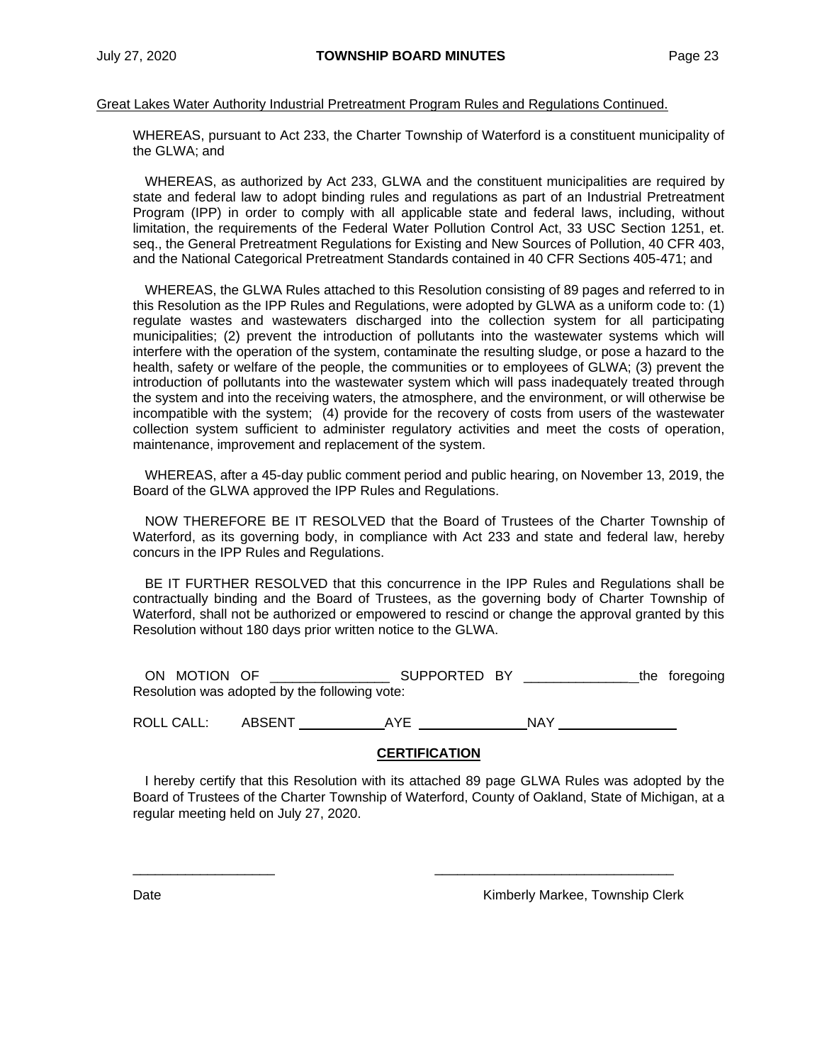Great Lakes Water Authority Industrial Pretreatment Program Rules and Regulations Continued.

WHEREAS, pursuant to Act 233, the Charter Township of Waterford is a constituent municipality of the GLWA; and

WHEREAS, as authorized by Act 233, GLWA and the constituent municipalities are required by state and federal law to adopt binding rules and regulations as part of an Industrial Pretreatment Program (IPP) in order to comply with all applicable state and federal laws, including, without limitation, the requirements of the Federal Water Pollution Control Act, 33 USC Section 1251, et. seq., the General Pretreatment Regulations for Existing and New Sources of Pollution, 40 CFR 403, and the National Categorical Pretreatment Standards contained in 40 CFR Sections 405-471; and

WHEREAS, the GLWA Rules attached to this Resolution consisting of 89 pages and referred to in this Resolution as the IPP Rules and Regulations, were adopted by GLWA as a uniform code to: (1) regulate wastes and wastewaters discharged into the collection system for all participating municipalities; (2) prevent the introduction of pollutants into the wastewater systems which will interfere with the operation of the system, contaminate the resulting sludge, or pose a hazard to the health, safety or welfare of the people, the communities or to employees of GLWA; (3) prevent the introduction of pollutants into the wastewater system which will pass inadequately treated through the system and into the receiving waters, the atmosphere, and the environment, or will otherwise be incompatible with the system; (4) provide for the recovery of costs from users of the wastewater collection system sufficient to administer regulatory activities and meet the costs of operation, maintenance, improvement and replacement of the system.

WHEREAS, after a 45-day public comment period and public hearing, on November 13, 2019, the Board of the GLWA approved the IPP Rules and Regulations.

NOW THEREFORE BE IT RESOLVED that the Board of Trustees of the Charter Township of Waterford, as its governing body, in compliance with Act 233 and state and federal law, hereby concurs in the IPP Rules and Regulations.

BE IT FURTHER RESOLVED that this concurrence in the IPP Rules and Regulations shall be contractually binding and the Board of Trustees, as the governing body of Charter Township of Waterford, shall not be authorized or empowered to rescind or change the approval granted by this Resolution without 180 days prior written notice to the GLWA.

ON MOTION OF ________________ SUPPORTED BY _______________ the foregoing Resolution was adopted by the following vote:

ROLL CALL: ABSENT ____________ AYE _______________ NAY ________________

**CERTIFICATION**

I hereby certify that this Resolution with its attached 89 page GLWA Rules was adopted by the Board of Trustees of the Charter Township of Waterford, County of Oakland, State of Michigan, at a regular meeting held on July 27, 2020.

___________________ ________________________________

Date Kimberly Markee, Township Clerk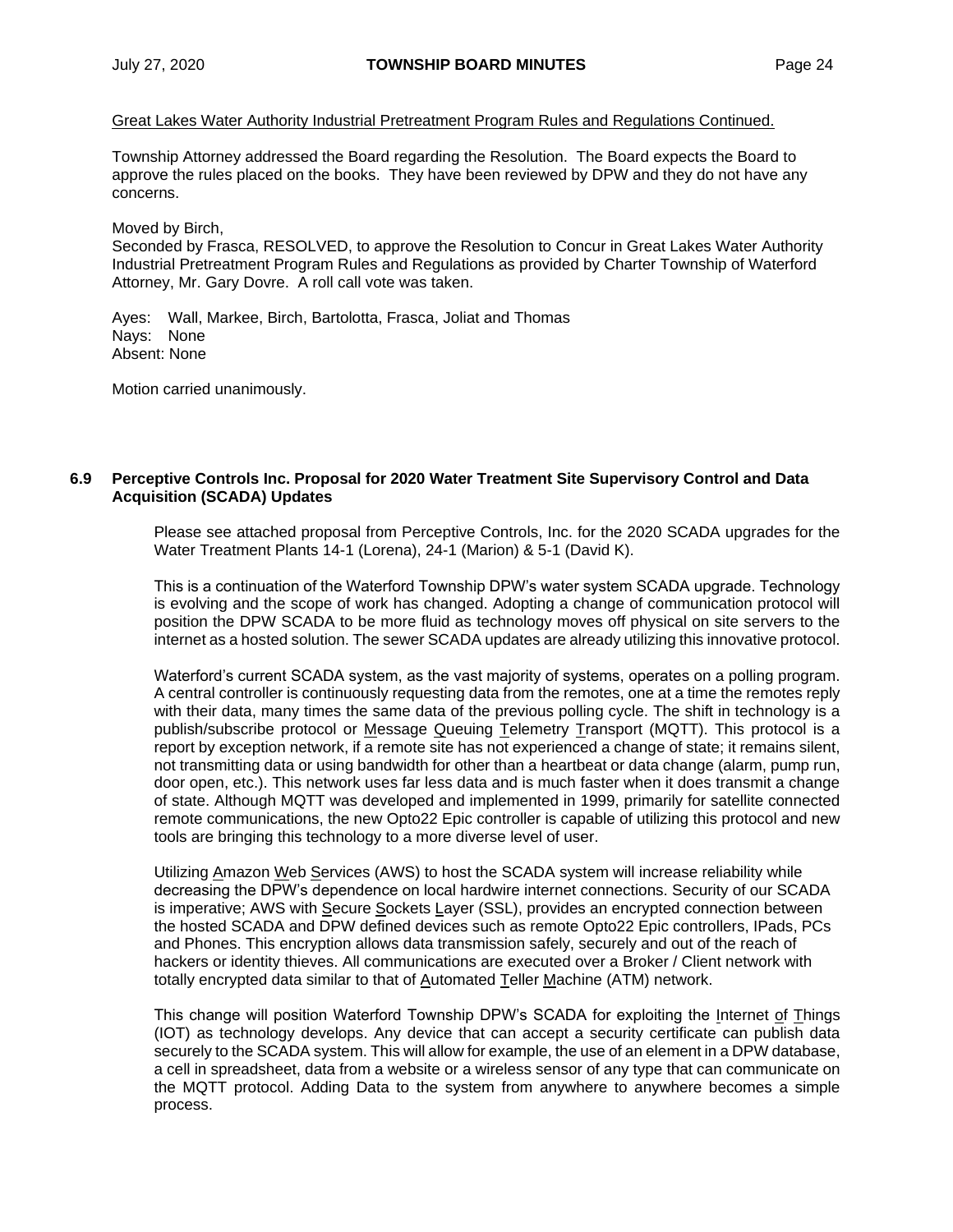Great Lakes Water Authority Industrial Pretreatment Program Rules and Regulations Continued.

Township Attorney addressed the Board regarding the Resolution. The Board expects the Board to approve the rules placed on the books. They have been reviewed by DPW and they do not have any concerns.

Moved by Birch,
Seconded by Frasca, RESOLVED, to approve the Resolution to Concur in Great Lakes Water Authority Industrial Pretreatment Program Rules and Regulations as provided by Charter Township of Waterford Attorney, Mr. Gary Dovre. A roll call vote was taken.

Ayes: Wall, Markee, Birch, Bartolotta, Frasca, Joliat and Thomas
Nays: None
Absent: None

Motion carried unanimously.

### 6.9 Perceptive Controls Inc. Proposal for 2020 Water Treatment Site Supervisory Control and Data Acquisition (SCADA) Updates

Please see attached proposal from Perceptive Controls, Inc. for the 2020 SCADA upgrades for the Water Treatment Plants 14-1 (Lorena), 24-1 (Marion) & 5-1 (David K).

This is a continuation of the Waterford Township DPW's water system SCADA upgrade. Technology is evolving and the scope of work has changed. Adopting a change of communication protocol will position the DPW SCADA to be more fluid as technology moves off physical on site servers to the internet as a hosted solution. The sewer SCADA updates are already utilizing this innovative protocol.

Waterford's current SCADA system, as the vast majority of systems, operates on a polling program. A central controller is continuously requesting data from the remotes, one at a time the remotes reply with their data, many times the same data of the previous polling cycle. The shift in technology is a publish/subscribe protocol or Message Queuing Telemetry Transport (MQTT). This protocol is a report by exception network, if a remote site has not experienced a change of state; it remains silent, not transmitting data or using bandwidth for other than a heartbeat or data change (alarm, pump run, door open, etc.). This network uses far less data and is much faster when it does transmit a change of state. Although MQTT was developed and implemented in 1999, primarily for satellite connected remote communications, the new Opto22 Epic controller is capable of utilizing this protocol and new tools are bringing this technology to a more diverse level of user.

Utilizing Amazon Web Services (AWS) to host the SCADA system will increase reliability while decreasing the DPW's dependence on local hardwire internet connections. Security of our SCADA is imperative; AWS with Secure Sockets Layer (SSL), provides an encrypted connection between the hosted SCADA and DPW defined devices such as remote Opto22 Epic controllers, IPads, PCs and Phones. This encryption allows data transmission safely, securely and out of the reach of hackers or identity thieves. All communications are executed over a Broker / Client network with totally encrypted data similar to that of Automated Teller Machine (ATM) network.

This change will position Waterford Township DPW's SCADA for exploiting the Internet of Things (IOT) as technology develops. Any device that can accept a security certificate can publish data securely to the SCADA system. This will allow for example, the use of an element in a DPW database, a cell in spreadsheet, data from a website or a wireless sensor of any type that can communicate on the MQTT protocol. Adding Data to the system from anywhere to anywhere becomes a simple process.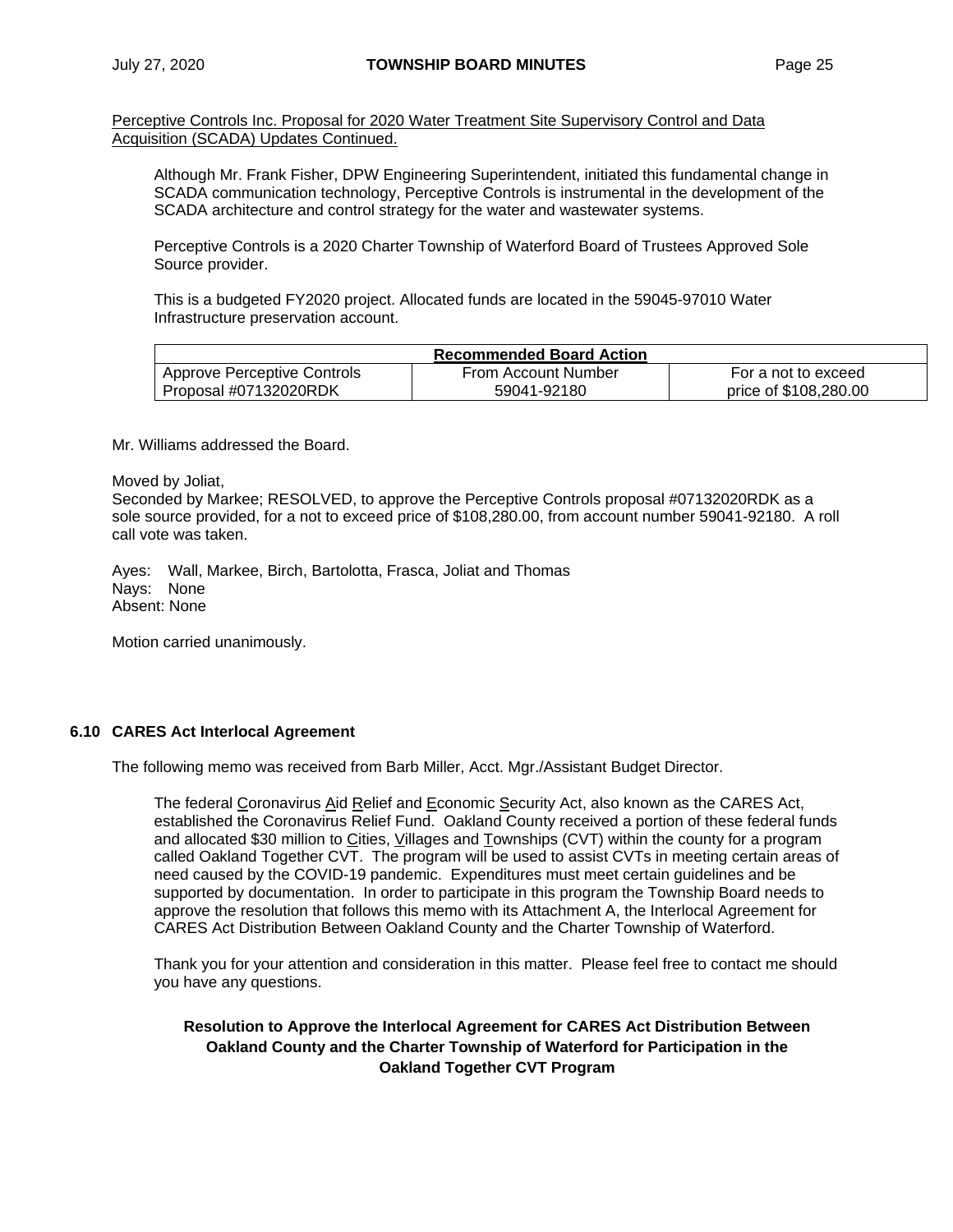Perceptive Controls Inc. Proposal for 2020 Water Treatment Site Supervisory Control and Data Acquisition (SCADA) Updates Continued.

Although Mr. Frank Fisher, DPW Engineering Superintendent, initiated this fundamental change in SCADA communication technology, Perceptive Controls is instrumental in the development of the SCADA architecture and control strategy for the water and wastewater systems.

Perceptive Controls is a 2020 Charter Township of Waterford Board of Trustees Approved Sole Source provider.

This is a budgeted FY2020 project. Allocated funds are located in the 59045-97010 Water Infrastructure preservation account.

| Recommended Board Action | | |
|---|---|---|
| Approve Perceptive Controls Proposal #07132020RDK | From Account Number 59041-92180 | For a not to exceed price of $108,280.00 |

Mr. Williams addressed the Board.

Moved by Joliat,
Seconded by Markee; RESOLVED, to approve the Perceptive Controls proposal #07132020RDK as a sole source provided, for a not to exceed price of $108,280.00, from account number 59041-92180. A roll call vote was taken.

Ayes: Wall, Markee, Birch, Bartolotta, Frasca, Joliat and Thomas
Nays: None
Absent: None

Motion carried unanimously.

## 6.10 CARES Act Interlocal Agreement

The following memo was received from Barb Miller, Acct. Mgr./Assistant Budget Director.

The federal Coronavirus Aid Relief and Economic Security Act, also known as the CARES Act, established the Coronavirus Relief Fund. Oakland County received a portion of these federal funds and allocated $30 million to Cities, Villages and Townships (CVT) within the county for a program called Oakland Together CVT. The program will be used to assist CVTs in meeting certain areas of need caused by the COVID-19 pandemic. Expenditures must meet certain guidelines and be supported by documentation. In order to participate in this program the Township Board needs to approve the resolution that follows this memo with its Attachment A, the Interlocal Agreement for CARES Act Distribution Between Oakland County and the Charter Township of Waterford.

Thank you for your attention and consideration in this matter. Please feel free to contact me should you have any questions.

**Resolution to Approve the Interlocal Agreement for CARES Act Distribution Between Oakland County and the Charter Township of Waterford for Participation in the Oakland Together CVT Program**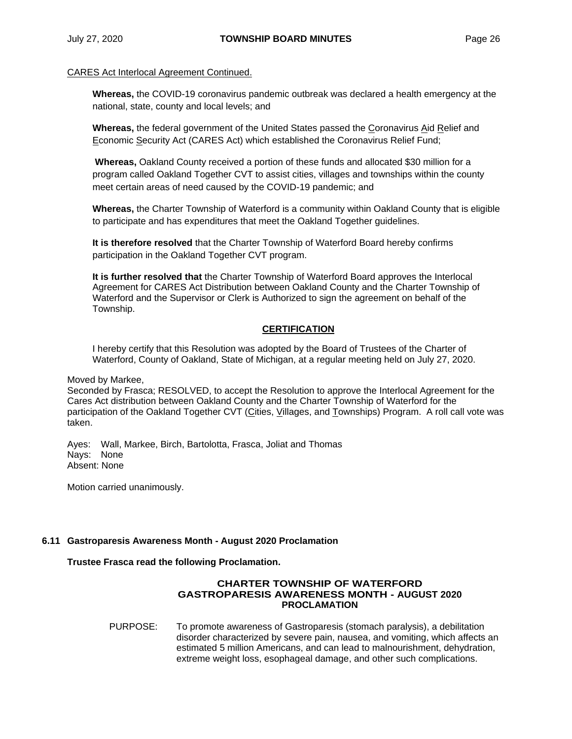CARES Act Interlocal Agreement Continued.

**Whereas,** the COVID-19 coronavirus pandemic outbreak was declared a health emergency at the national, state, county and local levels; and

**Whereas,** the federal government of the United States passed the Coronavirus Aid Relief and Economic Security Act (CARES Act) which established the Coronavirus Relief Fund;

**Whereas,** Oakland County received a portion of these funds and allocated $30 million for a program called Oakland Together CVT to assist cities, villages and townships within the county meet certain areas of need caused by the COVID-19 pandemic; and

**Whereas,** the Charter Township of Waterford is a community within Oakland County that is eligible to participate and has expenditures that meet the Oakland Together guidelines.

**It is therefore resolved** that the Charter Township of Waterford Board hereby confirms participation in the Oakland Together CVT program.

**It is further resolved that** the Charter Township of Waterford Board approves the Interlocal Agreement for CARES Act Distribution between Oakland County and the Charter Township of Waterford and the Supervisor or Clerk is Authorized to sign the agreement on behalf of the Township.

**CERTIFICATION**

I hereby certify that this Resolution was adopted by the Board of Trustees of the Charter of Waterford, County of Oakland, State of Michigan, at a regular meeting held on July 27, 2020.

Moved by Markee,
Seconded by Frasca; RESOLVED, to accept the Resolution to approve the Interlocal Agreement for the Cares Act distribution between Oakland County and the Charter Township of Waterford for the participation of the Oakland Together CVT (Cities, Villages, and Townships) Program. A roll call vote was taken.

Ayes: Wall, Markee, Birch, Bartolotta, Frasca, Joliat and Thomas
Nays: None
Absent: None

Motion carried unanimously.

**6.11 Gastroparesis Awareness Month - August 2020 Proclamation**

**Trustee Frasca read the following Proclamation.**

**CHARTER TOWNSHIP OF WATERFORD**
**GASTROPARESIS AWARENESS MONTH - AUGUST 2020**
**PROCLAMATION**

PURPOSE: To promote awareness of Gastroparesis (stomach paralysis), a debilitation disorder characterized by severe pain, nausea, and vomiting, which affects an estimated 5 million Americans, and can lead to malnourishment, dehydration, extreme weight loss, esophageal damage, and other such complications.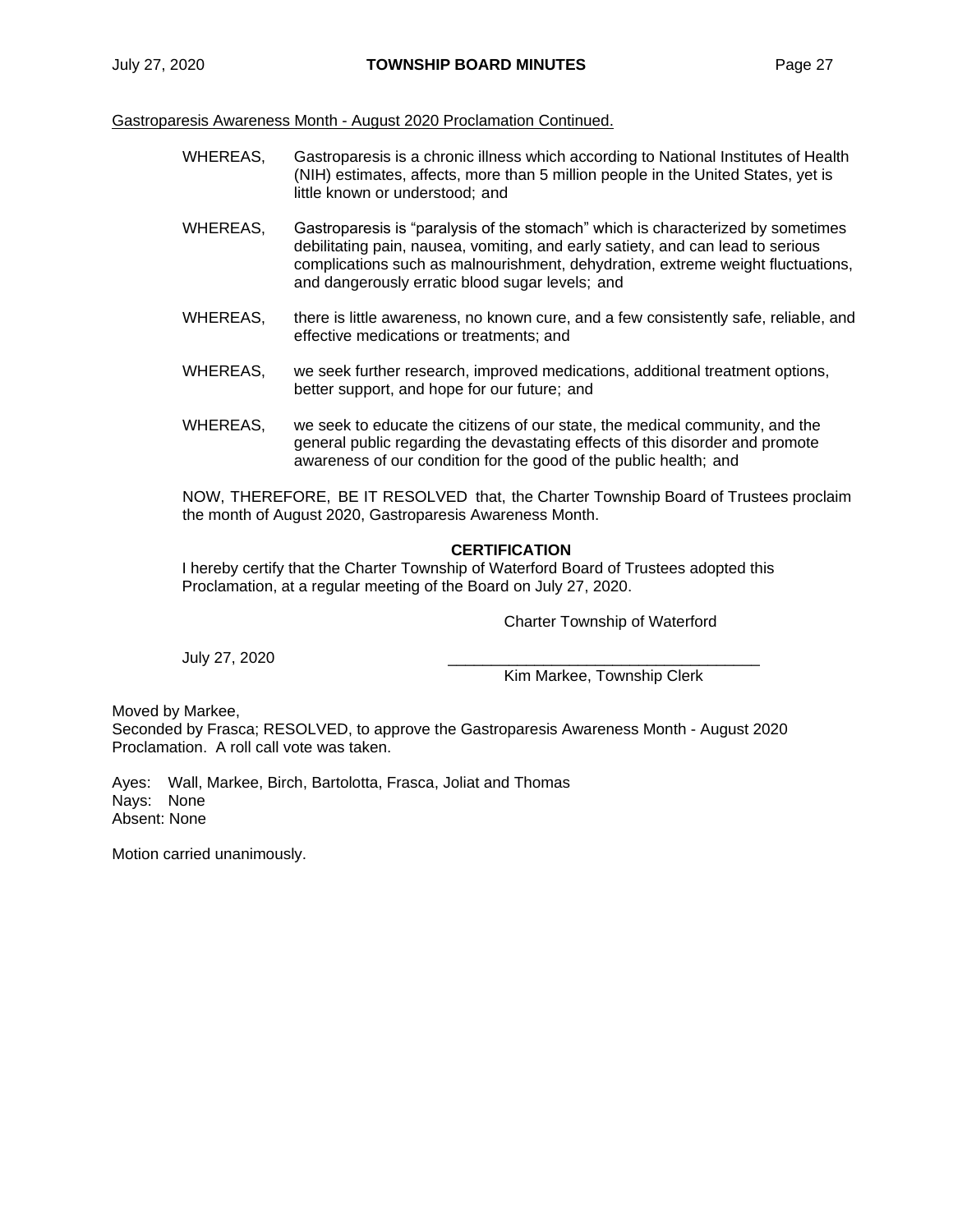Gastroparesis Awareness Month - August 2020 Proclamation Continued.

WHEREAS, Gastroparesis is a chronic illness which according to National Institutes of Health (NIH) estimates, affects, more than 5 million people in the United States, yet is little known or understood; and

WHEREAS, Gastroparesis is "paralysis of the stomach" which is characterized by sometimes debilitating pain, nausea, vomiting, and early satiety, and can lead to serious complications such as malnourishment, dehydration, extreme weight fluctuations, and dangerously erratic blood sugar levels; and

WHEREAS, there is little awareness, no known cure, and a few consistently safe, reliable, and effective medications or treatments; and

WHEREAS, we seek further research, improved medications, additional treatment options, better support, and hope for our future; and

WHEREAS, we seek to educate the citizens of our state, the medical community, and the general public regarding the devastating effects of this disorder and promote awareness of our condition for the good of the public health; and

NOW, THEREFORE, BE IT RESOLVED that, the Charter Township Board of Trustees proclaim the month of August 2020, Gastroparesis Awareness Month.

**CERTIFICATION**

I hereby certify that the Charter Township of Waterford Board of Trustees adopted this Proclamation, at a regular meeting of the Board on July 27, 2020.

Charter Township of Waterford

July 27, 2020

\_\_\_\_\_\_\_\_\_\_\_\_\_\_\_\_\_\_\_\_\_\_\_\_\_\_\_\_\_\_\_\_\_\_\_\_
Kim Markee, Township Clerk

Moved by Markee,
Seconded by Frasca; RESOLVED, to approve the Gastroparesis Awareness Month - August 2020 Proclamation. A roll call vote was taken.

Ayes: Wall, Markee, Birch, Bartolotta, Frasca, Joliat and Thomas
Nays: None
Absent: None

Motion carried unanimously.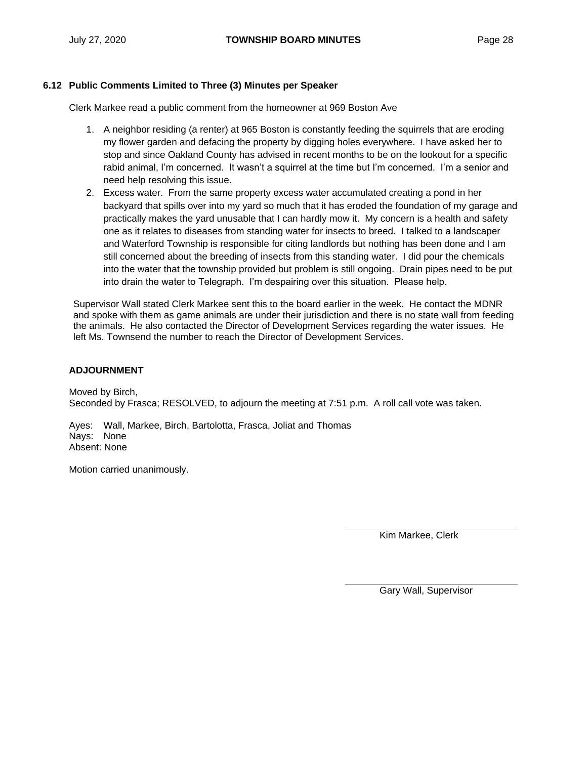### 6.12 Public Comments Limited to Three (3) Minutes per Speaker

Clerk Markee read a public comment from the homeowner at 969 Boston Ave

1. A neighbor residing (a renter) at 965 Boston is constantly feeding the squirrels that are eroding my flower garden and defacing the property by digging holes everywhere. I have asked her to stop and since Oakland County has advised in recent months to be on the lookout for a specific rabid animal, I'm concerned. It wasn't a squirrel at the time but I'm concerned. I'm a senior and need help resolving this issue.
2. Excess water. From the same property excess water accumulated creating a pond in her backyard that spills over into my yard so much that it has eroded the foundation of my garage and practically makes the yard unusable that I can hardly mow it. My concern is a health and safety one as it relates to diseases from standing water for insects to breed. I talked to a landscaper and Waterford Township is responsible for citing landlords but nothing has been done and I am still concerned about the breeding of insects from this standing water. I did pour the chemicals into the water that the township provided but problem is still ongoing. Drain pipes need to be put into drain the water to Telegraph. I'm despairing over this situation. Please help.

Supervisor Wall stated Clerk Markee sent this to the board earlier in the week. He contact the MDNR and spoke with them as game animals are under their jurisdiction and there is no state wall from feeding the animals. He also contacted the Director of Development Services regarding the water issues. He left Ms. Townsend the number to reach the Director of Development Services.

### ADJOURNMENT

Moved by Birch,
Seconded by Frasca; RESOLVED, to adjourn the meeting at 7:51 p.m. A roll call vote was taken.

Ayes: Wall, Markee, Birch, Bartolotta, Frasca, Joliat and Thomas
Nays: None
Absent: None

Motion carried unanimously.

Kim Markee, Clerk

Gary Wall, Supervisor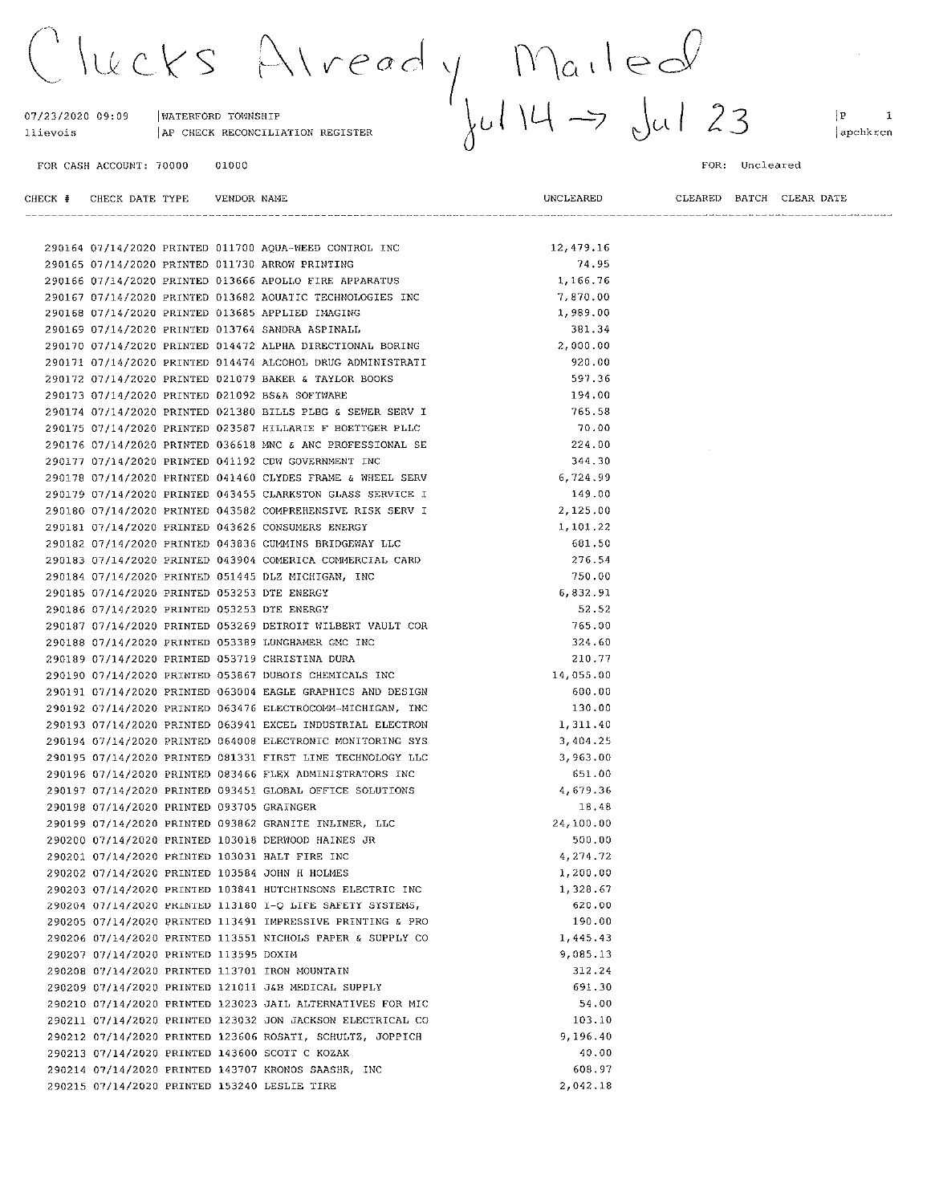Checks Already Mailed Jul 14 → Jul 23

07/23/2020 09:09 | WATERFORD TOWNSHIP
llievois | AP CHECK RECONCILIATION REGISTER

P 1
apchkrcn

FOR CASH ACCOUNT: 70000 01000

FOR: Uncleared

| CHECK # | CHECK DATE | TYPE | VENDOR | NAME | UNCLEARED | CLEARED | BATCH | CLEAR DATE |
|---|---|---|---|---|---|---|---|---|
| 290164 | 07/14/2020 | PRINTED | 011700 | AQUA-WEED CONTROL INC | 12,479.16 | | | |
| 290165 | 07/14/2020 | PRINTED | 011730 | ARROW PRINTING | 74.95 | | | |
| 290166 | 07/14/2020 | PRINTED | 013666 | APOLLO FIRE APPARATUS | 1,166.76 | | | |
| 290167 | 07/14/2020 | PRINTED | 013682 | AQUATIC TECHNOLOGIES INC | 7,870.00 | | | |
| 290168 | 07/14/2020 | PRINTED | 013685 | APPLIED IMAGING | 1,989.00 | | | |
| 290169 | 07/14/2020 | PRINTED | 013764 | SANDRA ASPINALL | 381.34 | | | |
| 290170 | 07/14/2020 | PRINTED | 014472 | ALPHA DIRECTIONAL BORING | 2,000.00 | | | |
| 290171 | 07/14/2020 | PRINTED | 014474 | ALCOHOL DRUG ADMINISTRATI | 920.00 | | | |
| 290172 | 07/14/2020 | PRINTED | 021079 | BAKER & TAYLOR BOOKS | 597.36 | | | |
| 290173 | 07/14/2020 | PRINTED | 021092 | BS&A SOFTWARE | 194.00 | | | |
| 290174 | 07/14/2020 | PRINTED | 021380 | BILLS PLBG & SEWER SERV I | 765.58 | | | |
| 290175 | 07/14/2020 | PRINTED | 023587 | HILLARIE F BOETTGER PLLC | 70.00 | | | |
| 290176 | 07/14/2020 | PRINTED | 036618 | MNC & ANC PROFESSIONAL SE | 224.00 | | | |
| 290177 | 07/14/2020 | PRINTED | 041192 | CDW GOVERNMENT INC | 344.30 | | | |
| 290178 | 07/14/2020 | PRINTED | 041460 | CLYDES FRAME & WHEEL SERV | 6,724.99 | | | |
| 290179 | 07/14/2020 | PRINTED | 043455 | CLARKSTON GLASS SERVICE I | 149.00 | | | |
| 290180 | 07/14/2020 | PRINTED | 043582 | COMPREHENSIVE RISK SERV I | 2,125.00 | | | |
| 290181 | 07/14/2020 | PRINTED | 043626 | CONSUMERS ENERGY | 1,101.22 | | | |
| 290182 | 07/14/2020 | PRINTED | 043836 | CUMMINS BRIDGEWAY LLC | 681.50 | | | |
| 290183 | 07/14/2020 | PRINTED | 043904 | COMERICA COMMERCIAL CARD | 276.54 | | | |
| 290184 | 07/14/2020 | PRINTED | 051445 | DLZ MICHIGAN, INC | 750.00 | | | |
| 290185 | 07/14/2020 | PRINTED | 053253 | DTE ENERGY | 6,832.91 | | | |
| 290186 | 07/14/2020 | PRINTED | 053253 | DTE ENERGY | 52.52 | | | |
| 290187 | 07/14/2020 | PRINTED | 053269 | DETROIT WILBERT VAULT COR | 765.00 | | | |
| 290188 | 07/14/2020 | PRINTED | 053389 | LUNGHAMER GMC INC | 324.60 | | | |
| 290189 | 07/14/2020 | PRINTED | 053719 | CHRISTINA DURA | 210.77 | | | |
| 290190 | 07/14/2020 | PRINTED | 053867 | DUBOIS CHEMICALS INC | 14,055.00 | | | |
| 290191 | 07/14/2020 | PRINTED | 063004 | EAGLE GRAPHICS AND DESIGN | 600.00 | | | |
| 290192 | 07/14/2020 | PRINTED | 063476 | ELECTROCOMM-MICHIGAN, INC | 130.00 | | | |
| 290193 | 07/14/2020 | PRINTED | 063941 | EXCEL INDUSTRIAL ELECTRON | 1,311.40 | | | |
| 290194 | 07/14/2020 | PRINTED | 064008 | ELECTRONIC MONITORING SYS | 3,404.25 | | | |
| 290195 | 07/14/2020 | PRINTED | 081331 | FIRST LINE TECHNOLOGY LLC | 3,963.00 | | | |
| 290196 | 07/14/2020 | PRINTED | 083466 | FLEX ADMINISTRATORS INC | 651.00 | | | |
| 290197 | 07/14/2020 | PRINTED | 093451 | GLOBAL OFFICE SOLUTIONS | 4,679.36 | | | |
| 290198 | 07/14/2020 | PRINTED | 093705 | GRAINGER | 18.48 | | | |
| 290199 | 07/14/2020 | PRINTED | 093862 | GRANITE INLINER, LLC | 24,100.00 | | | |
| 290200 | 07/14/2020 | PRINTED | 103018 | DERWOOD HAINES JR | 500.00 | | | |
| 290201 | 07/14/2020 | PRINTED | 103031 | HALT FIRE INC | 4,274.72 | | | |
| 290202 | 07/14/2020 | PRINTED | 103584 | JOHN H HOLMES | 1,200.00 | | | |
| 290203 | 07/14/2020 | PRINTED | 103841 | HUTCHINSONS ELECTRIC INC | 1,328.67 | | | |
| 290204 | 07/14/2020 | PRINTED | 113180 | I-Q LIFE SAFETY SYSTEMS, | 620.00 | | | |
| 290205 | 07/14/2020 | PRINTED | 113491 | IMPRESSIVE PRINTING & PRO | 190.00 | | | |
| 290206 | 07/14/2020 | PRINTED | 113551 | NICHOLS PAPER & SUPPLY CO | 1,445.43 | | | |
| 290207 | 07/14/2020 | PRINTED | 113595 | DOXIM | 9,085.13 | | | |
| 290208 | 07/14/2020 | PRINTED | 113701 | IRON MOUNTAIN | 312.24 | | | |
| 290209 | 07/14/2020 | PRINTED | 121011 | J&B MEDICAL SUPPLY | 691.30 | | | |
| 290210 | 07/14/2020 | PRINTED | 123023 | JAIL ALTERNATIVES FOR MIC | 54.00 | | | |
| 290211 | 07/14/2020 | PRINTED | 123032 | JON JACKSON ELECTRICAL CO | 103.10 | | | |
| 290212 | 07/14/2020 | PRINTED | 123606 | ROSATI, SCHULTZ, JOPPICH | 9,196.40 | | | |
| 290213 | 07/14/2020 | PRINTED | 143600 | SCOTT C KOZAK | 40.00 | | | |
| 290214 | 07/14/2020 | PRINTED | 143707 | KRONOS SAASHR, INC | 608.97 | | | |
| 290215 | 07/14/2020 | PRINTED | 153240 | LESLIE TIRE | 2,042.18 | | | |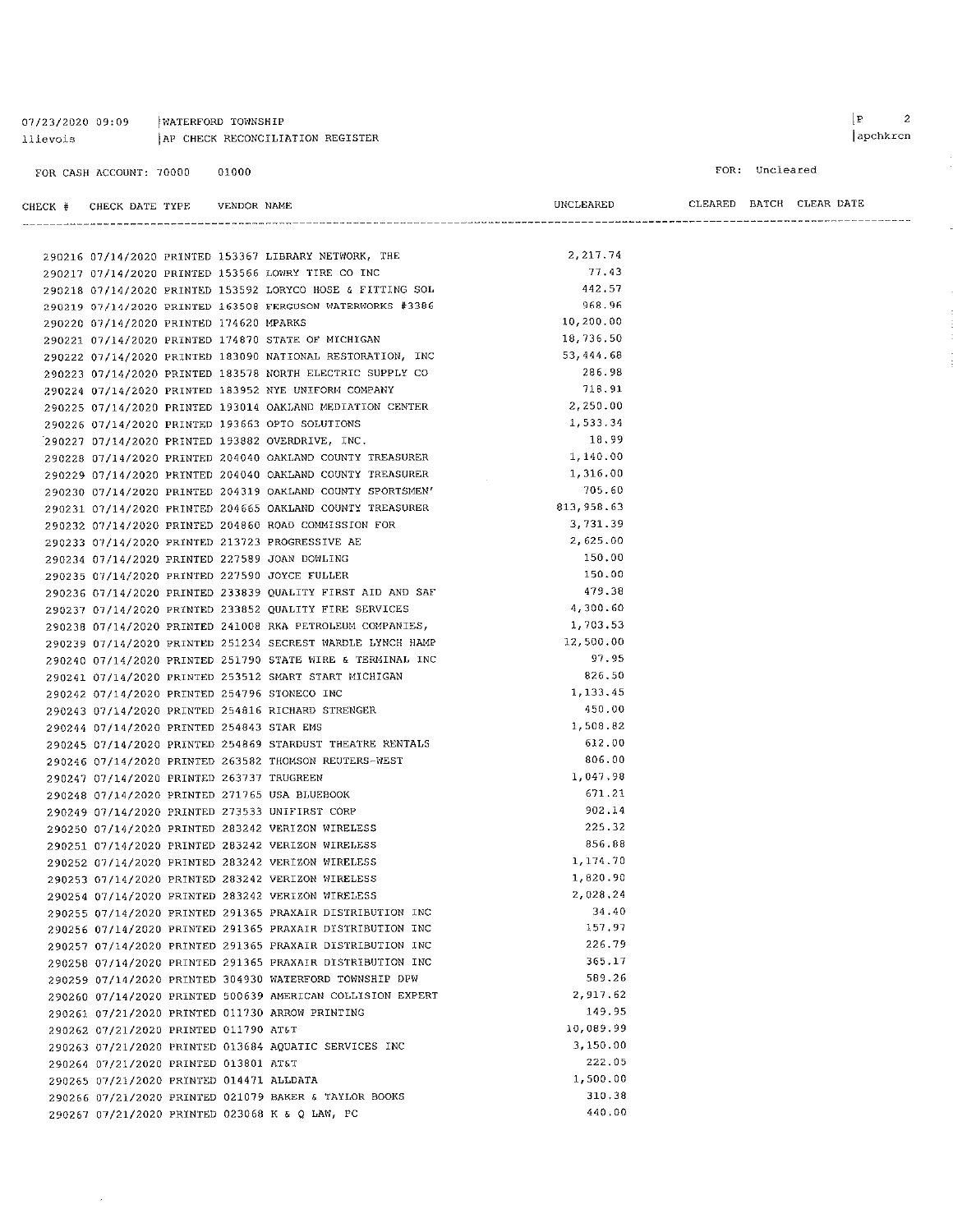07/23/2020 09:09 | WATERFORD TOWNSHIP
llievois | AP CHECK RECONCILIATION REGISTER

FOR CASH ACCOUNT: 70000 01000

FOR: Uncleared

| CHECK # | CHECK DATE | TYPE | VENDOR | NAME | UNCLEARED | CLEARED | BATCH | CLEAR DATE |
|---|---|---|---|---|---|---|---|---|
| 290216 | 07/14/2020 | PRINTED | 153367 | LIBRARY NETWORK, THE | 2,217.74 | | | |
| 290217 | 07/14/2020 | PRINTED | 153566 | LOWRY TIRE CO INC | 77.43 | | | |
| 290218 | 07/14/2020 | PRINTED | 153592 | LORYCO HOSE & FITTING SOL | 442.57 | | | |
| 290219 | 07/14/2020 | PRINTED | 163508 | FERGUSON WATERWORKS #3386 | 968.96 | | | |
| 290220 | 07/14/2020 | PRINTED | 174620 | MPARKS | 10,200.00 | | | |
| 290221 | 07/14/2020 | PRINTED | 174870 | STATE OF MICHIGAN | 18,736.50 | | | |
| 290222 | 07/14/2020 | PRINTED | 183090 | NATIONAL RESTORATION, INC | 53,444.68 | | | |
| 290223 | 07/14/2020 | PRINTED | 183578 | NORTH ELECTRIC SUPPLY CO | 286.98 | | | |
| 290224 | 07/14/2020 | PRINTED | 183952 | NYE UNIFORM COMPANY | 718.91 | | | |
| 290225 | 07/14/2020 | PRINTED | 193014 | OAKLAND MEDIATION CENTER | 2,250.00 | | | |
| 290226 | 07/14/2020 | PRINTED | 193663 | OPTO SOLUTIONS | 1,533.34 | | | |
| 290227 | 07/14/2020 | PRINTED | 193882 | OVERDRIVE, INC. | 18.99 | | | |
| 290228 | 07/14/2020 | PRINTED | 204040 | OAKLAND COUNTY TREASURER | 1,140.00 | | | |
| 290229 | 07/14/2020 | PRINTED | 204040 | OAKLAND COUNTY TREASURER | 1,316.00 | | | |
| 290230 | 07/14/2020 | PRINTED | 204319 | OAKLAND COUNTY SPORTSMEN' | 705.60 | | | |
| 290231 | 07/14/2020 | PRINTED | 204665 | OAKLAND COUNTY TREASURER | 813,958.63 | | | |
| 290232 | 07/14/2020 | PRINTED | 204860 | ROAD COMMISSION FOR | 3,731.39 | | | |
| 290233 | 07/14/2020 | PRINTED | 213723 | PROGRESSIVE AE | 2,625.00 | | | |
| 290234 | 07/14/2020 | PRINTED | 227589 | JOAN DOWLING | 150.00 | | | |
| 290235 | 07/14/2020 | PRINTED | 227590 | JOYCE FULLER | 150.00 | | | |
| 290236 | 07/14/2020 | PRINTED | 233839 | QUALITY FIRST AID AND SAF | 479.38 | | | |
| 290237 | 07/14/2020 | PRINTED | 233852 | QUALITY FIRE SERVICES | 4,300.60 | | | |
| 290238 | 07/14/2020 | PRINTED | 241008 | RKA PETROLEUM COMPANIES, | 1,703.53 | | | |
| 290239 | 07/14/2020 | PRINTED | 251234 | SECREST WARDLE LYNCH HAMP | 12,500.00 | | | |
| 290240 | 07/14/2020 | PRINTED | 251790 | STATE WIRE & TERMINAL INC | 97.95 | | | |
| 290241 | 07/14/2020 | PRINTED | 253512 | SMART START MICHIGAN | 826.50 | | | |
| 290242 | 07/14/2020 | PRINTED | 254796 | STONECO INC | 1,133.45 | | | |
| 290243 | 07/14/2020 | PRINTED | 254816 | RICHARD STRENGER | 450.00 | | | |
| 290244 | 07/14/2020 | PRINTED | 254843 | STAR EMS | 1,508.82 | | | |
| 290245 | 07/14/2020 | PRINTED | 254869 | STARDUST THEATRE RENTALS | 612.00 | | | |
| 290246 | 07/14/2020 | PRINTED | 263582 | THOMSON REUTERS-WEST | 806.00 | | | |
| 290247 | 07/14/2020 | PRINTED | 263737 | TRUGREEN | 1,047.98 | | | |
| 290248 | 07/14/2020 | PRINTED | 271765 | USA BLUEBOOK | 671.21 | | | |
| 290249 | 07/14/2020 | PRINTED | 273533 | UNIFIRST CORP | 902.14 | | | |
| 290250 | 07/14/2020 | PRINTED | 283242 | VERIZON WIRELESS | 225.32 | | | |
| 290251 | 07/14/2020 | PRINTED | 283242 | VERIZON WIRELESS | 856.88 | | | |
| 290252 | 07/14/2020 | PRINTED | 283242 | VERIZON WIRELESS | 1,174.70 | | | |
| 290253 | 07/14/2020 | PRINTED | 283242 | VERIZON WIRELESS | 1,820.90 | | | |
| 290254 | 07/14/2020 | PRINTED | 283242 | VERIZON WIRELESS | 2,028.24 | | | |
| 290255 | 07/14/2020 | PRINTED | 291365 | PRAXAIR DISTRIBUTION INC | 34.40 | | | |
| 290256 | 07/14/2020 | PRINTED | 291365 | PRAXAIR DISTRIBUTION INC | 157.97 | | | |
| 290257 | 07/14/2020 | PRINTED | 291365 | PRAXAIR DISTRIBUTION INC | 226.79 | | | |
| 290258 | 07/14/2020 | PRINTED | 291365 | PRAXAIR DISTRIBUTION INC | 365.17 | | | |
| 290259 | 07/14/2020 | PRINTED | 304930 | WATERFORD TOWNSHIP DPW | 589.26 | | | |
| 290260 | 07/14/2020 | PRINTED | 500639 | AMERICAN COLLISION EXPERT | 2,917.62 | | | |
| 290261 | 07/21/2020 | PRINTED | 011730 | ARROW PRINTING | 149.95 | | | |
| 290262 | 07/21/2020 | PRINTED | 011790 | AT&T | 10,089.99 | | | |
| 290263 | 07/21/2020 | PRINTED | 013684 | AQUATIC SERVICES INC | 3,150.00 | | | |
| 290264 | 07/21/2020 | PRINTED | 013801 | AT&T | 222.05 | | | |
| 290265 | 07/21/2020 | PRINTED | 014471 | ALLDATA | 1,500.00 | | | |
| 290266 | 07/21/2020 | PRINTED | 021079 | BAKER & TAYLOR BOOKS | 310.38 | | | |
| 290267 | 07/21/2020 | PRINTED | 023068 | K & Q LAW, PC | 440.00 | | | |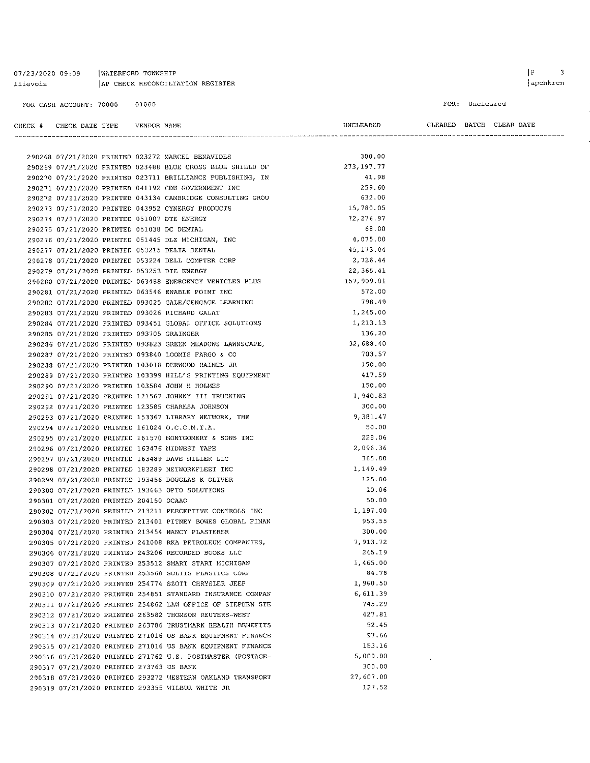07/23/2020 09:09 | WATERFORD TOWNSHIP

llievois | AP CHECK RECONCILIATION REGISTER

FOR CASH ACCOUNT: 70000 01000

FOR: Uncleared

| CHECK # | CHECK DATE | TYPE | VENDOR | NAME | UNCLEARED | CLEARED | BATCH | CLEAR DATE |
|---|---|---|---|---|---|---|---|---|
| 290268 | 07/21/2020 | PRINTED | 023272 | MARCEL BENAVIDES | 300.00 | | | |
| 290269 | 07/21/2020 | PRINTED | 023488 | BLUE CROSS BLUE SHIELD OF | 273,197.77 | | | |
| 290270 | 07/21/2020 | PRINTED | 023711 | BRILLIANCE PUBLISHING, IN | 41.98 | | | |
| 290271 | 07/21/2020 | PRINTED | 041192 | CDW GOVERNMENT INC | 259.60 | | | |
| 290272 | 07/21/2020 | PRINTED | 043134 | CAMBRIDGE CONSULTING GROU | 632.00 | | | |
| 290273 | 07/21/2020 | PRINTED | 043952 | CYNERGY PRODUCTS | 15,780.05 | | | |
| 290274 | 07/21/2020 | PRINTED | 051007 | DTE ENERGY | 72,276.97 | | | |
| 290275 | 07/21/2020 | PRINTED | 051038 | DC DENTAL | 68.00 | | | |
| 290276 | 07/21/2020 | PRINTED | 051445 | DLZ MICHIGAN, INC | 4,075.00 | | | |
| 290277 | 07/21/2020 | PRINTED | 053215 | DELTA DENTAL | 45,173.04 | | | |
| 290278 | 07/21/2020 | PRINTED | 053224 | DELL COMPTER CORP | 2,726.44 | | | |
| 290279 | 07/21/2020 | PRINTED | 053253 | DTE ENERGY | 22,365.41 | | | |
| 290280 | 07/21/2020 | PRINTED | 063488 | EMERGENCY VEHICLES PLUS | 157,909.01 | | | |
| 290281 | 07/21/2020 | PRINTED | 063546 | ENABLE POINT INC | 572.00 | | | |
| 290282 | 07/21/2020 | PRINTED | 093025 | GALE/CENGAGE LEARNING | 798.49 | | | |
| 290283 | 07/21/2020 | PRINTED | 093026 | RICHARD GALAT | 1,245.00 | | | |
| 290284 | 07/21/2020 | PRINTED | 093451 | GLOBAL OFFICE SOLUTIONS | 1,213.13 | | | |
| 290285 | 07/21/2020 | PRINTED | 093705 | GRAINGER | 136.20 | | | |
| 290286 | 07/21/2020 | PRINTED | 093823 | GREEN MEADOWS LAWNSCAPE, | 32,688.40 | | | |
| 290287 | 07/21/2020 | PRINTED | 093840 | LOOMIS FARGO & CO | 703.57 | | | |
| 290288 | 07/21/2020 | PRINTED | 103018 | DERWOOD HAINES JR | 150.00 | | | |
| 290289 | 07/21/2020 | PRINTED | 103399 | HILL'S PRINTING EQUIPMENT | 417.59 | | | |
| 290290 | 07/21/2020 | PRINTED | 103584 | JOHN H HOLMES | 150.00 | | | |
| 290291 | 07/21/2020 | PRINTED | 121567 | JOHNNY III TRUCKING | 1,940.83 | | | |
| 290292 | 07/21/2020 | PRINTED | 123585 | CHARESA JOHNSON | 300.00 | | | |
| 290293 | 07/21/2020 | PRINTED | 153367 | LIBRARY NETWORK, THE | 9,381.47 | | | |
| 290294 | 07/21/2020 | PRINTED | 161024 | O.C.C.M.T.A. | 50.00 | | | |
| 290295 | 07/21/2020 | PRINTED | 161570 | MONTGOMERY & SONS INC | 228.06 | | | |
| 290296 | 07/21/2020 | PRINTED | 163476 | MIDWEST TAPE | 2,096.36 | | | |
| 290297 | 07/21/2020 | PRINTED | 163489 | DAVE MILLER LLC | 365.00 | | | |
| 290298 | 07/21/2020 | PRINTED | 183289 | NETWORKFLEET INC | 1,149.49 | | | |
| 290299 | 07/21/2020 | PRINTED | 193456 | DOUGLAS K OLIVER | 125.00 | | | |
| 290300 | 07/21/2020 | PRINTED | 193663 | OPTO SOLUTIONS | 10.06 | | | |
| 290301 | 07/21/2020 | PRINTED | 204150 | OCAAO | 50.00 | | | |
| 290302 | 07/21/2020 | PRINTED | 213211 | PERCEPTIVE CONTROLS INC | 1,197.00 | | | |
| 290303 | 07/21/2020 | PRINTED | 213401 | PITNEY BOWES GLOBAL FINAN | 953.55 | | | |
| 290304 | 07/21/2020 | PRINTED | 213454 | NANCY PLASTERER | 300.00 | | | |
| 290305 | 07/21/2020 | PRINTED | 241008 | RKA PETROLEUM COMPANIES, | 7,913.72 | | | |
| 290306 | 07/21/2020 | PRINTED | 243206 | RECORDED BOOKS LLC | 245.19 | | | |
| 290307 | 07/21/2020 | PRINTED | 253512 | SMART START MICHIGAN | 1,465.00 | | | |
| 290308 | 07/21/2020 | PRINTED | 253568 | SOLTIS PLASTICS CORP | 84.78 | | | |
| 290309 | 07/21/2020 | PRINTED | 254774 | SZOTT CHRYSLER JEEP | 1,960.50 | | | |
| 290310 | 07/21/2020 | PRINTED | 254851 | STANDARD INSURANCE COMPAN | 6,611.39 | | | |
| 290311 | 07/21/2020 | PRINTED | 254862 | LAW OFFICE OF STEPHEN STE | 745.29 | | | |
| 290312 | 07/21/2020 | PRINTED | 263582 | THOMSON REUTERS-WEST | 427.81 | | | |
| 290313 | 07/21/2020 | PRINTED | 263786 | TRUSTMARK HEALTH BENEFITS | 92.45 | | | |
| 290314 | 07/21/2020 | PRINTED | 271016 | US BANK EQUIPMENT FINANCE | 97.66 | | | |
| 290315 | 07/21/2020 | PRINTED | 271016 | US BANK EQUIPMENT FINANCE | 153.16 | | | |
| 290316 | 07/21/2020 | PRINTED | 271762 | U.S. POSTMASTER (POSTAGE- | 5,000.00 | | | |
| 290317 | 07/21/2020 | PRINTED | 273763 | US BANK | 300.00 | | | |
| 290318 | 07/21/2020 | PRINTED | 293272 | WESTERN OAKLAND TRANSPORT | 27,607.00 | | | |
| 290319 | 07/21/2020 | PRINTED | 293355 | WILBUR WHITE JR | 127.52 | | | |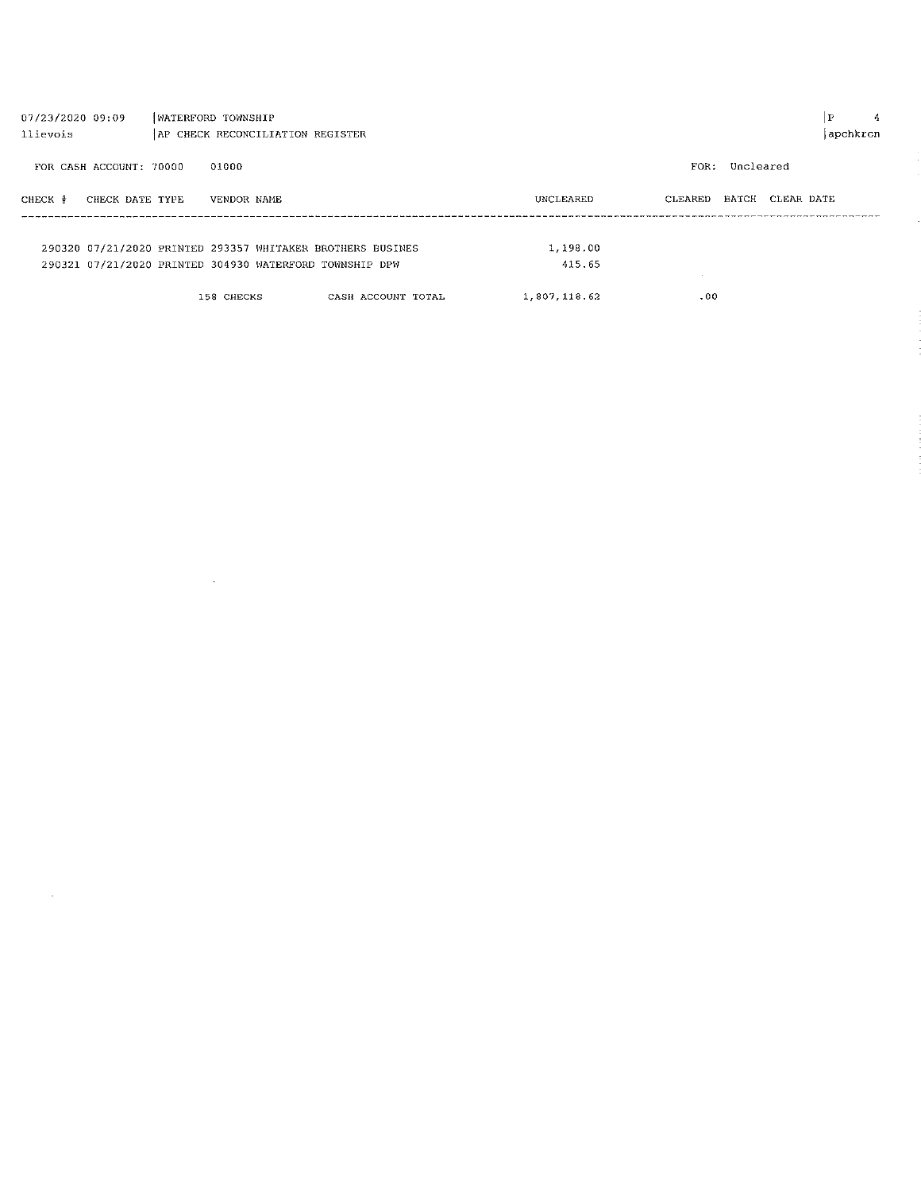WATERFORD TOWNSHIP
AP CHECK RECONCILIATION REGISTER

FOR CASH ACCOUNT: 70000 01000

FOR: Uncleared

| CHECK # | CHECK DATE | TYPE | VENDOR NAME | UNCLEARED | CLEARED | BATCH | CLEAR DATE |
|---|---|---|---|---|---|---|---|
| 290320 | 07/21/2020 | PRINTED | 293357 WHITAKER BROTHERS BUSINES | 1,198.00 | | | |
| 290321 | 07/21/2020 | PRINTED | 304930 WATERFORD TOWNSHIP DPW | 415.65 | | | |
| | | 158 CHECKS | CASH ACCOUNT TOTAL | 1,807,118.62 | .00 | | |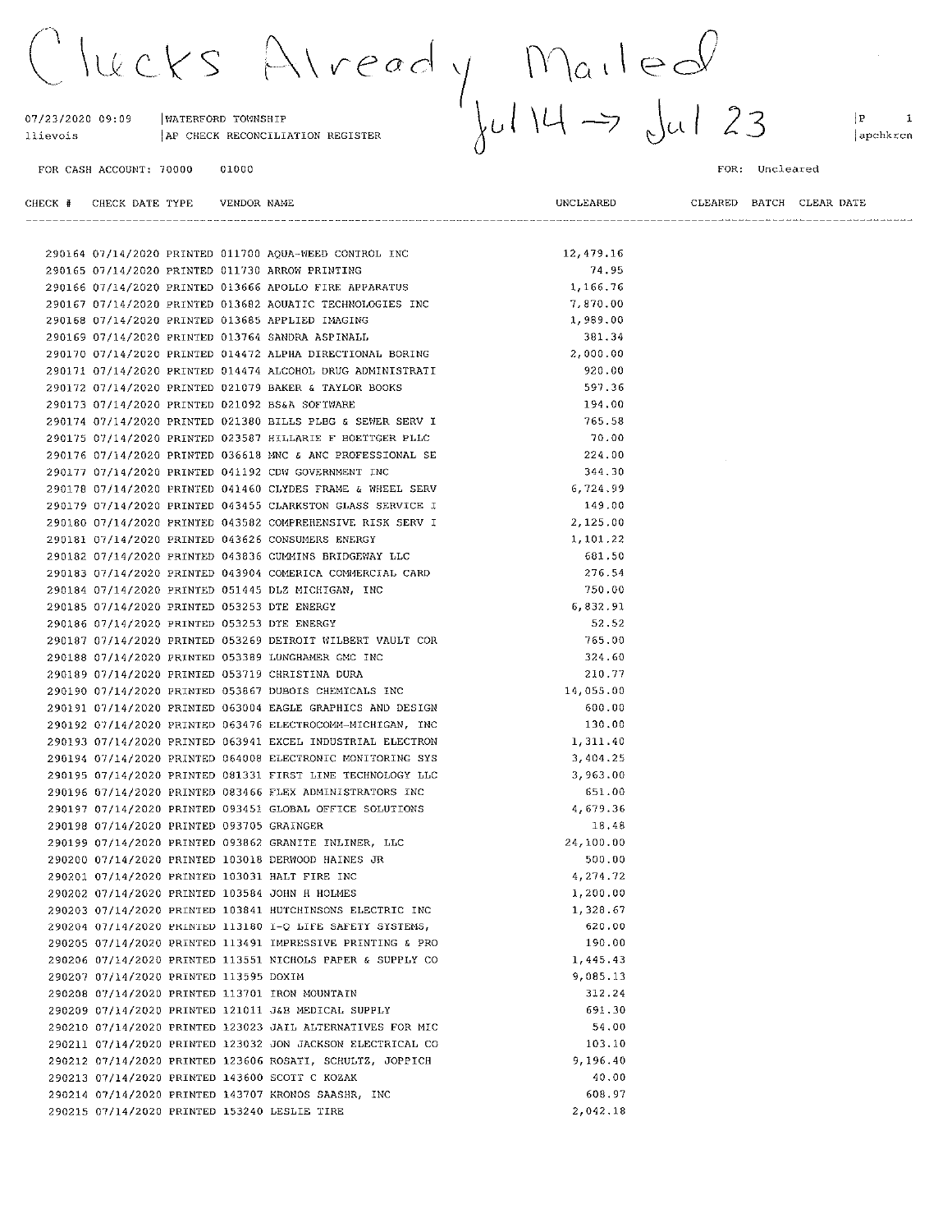Checks Already Mailed Jul 14 → Jul 23

07/23/2020 09:09 | WATERFORD TOWNSHIP | P 1
llievois | AP CHECK RECONCILIATION REGISTER | apchkrcn

FOR CASH ACCOUNT: 70000 01000 FOR: Uncleared

| CHECK # | CHECK DATE | TYPE | VENDOR | NAME | UNCLEARED | CLEARED | BATCH | CLEAR DATE |
|---|---|---|---|---|---|---|---|---|
| 290164 | 07/14/2020 | PRINTED | 011700 | AQUA-WEED CONTROL INC | 12,479.16 | | | |
| 290165 | 07/14/2020 | PRINTED | 011730 | ARROW PRINTING | 74.95 | | | |
| 290166 | 07/14/2020 | PRINTED | 013666 | APOLLO FIRE APPARATUS | 1,166.76 | | | |
| 290167 | 07/14/2020 | PRINTED | 013682 | AQUATIC TECHNOLOGIES INC | 7,870.00 | | | |
| 290168 | 07/14/2020 | PRINTED | 013685 | APPLIED IMAGING | 1,989.00 | | | |
| 290169 | 07/14/2020 | PRINTED | 013764 | SANDRA ASPINALL | 381.34 | | | |
| 290170 | 07/14/2020 | PRINTED | 014472 | ALPHA DIRECTIONAL BORING | 2,000.00 | | | |
| 290171 | 07/14/2020 | PRINTED | 014474 | ALCOHOL DRUG ADMINISTRATI | 920.00 | | | |
| 290172 | 07/14/2020 | PRINTED | 021079 | BAKER & TAYLOR BOOKS | 597.36 | | | |
| 290173 | 07/14/2020 | PRINTED | 021092 | BS&A SOFTWARE | 194.00 | | | |
| 290174 | 07/14/2020 | PRINTED | 021380 | BILLS PLBG & SEWER SERV I | 765.58 | | | |
| 290175 | 07/14/2020 | PRINTED | 023587 | HILLARIE F BOETTGER PLLC | 70.00 | | | |
| 290176 | 07/14/2020 | PRINTED | 036618 | MNC & ANC PROFESSIONAL SE | 224.00 | | | |
| 290177 | 07/14/2020 | PRINTED | 041192 | CDW GOVERNMENT INC | 344.30 | | | |
| 290178 | 07/14/2020 | PRINTED | 041460 | CLYDES FRAME & WHEEL SERV | 6,724.99 | | | |
| 290179 | 07/14/2020 | PRINTED | 043455 | CLARKSTON GLASS SERVICE I | 149.00 | | | |
| 290180 | 07/14/2020 | PRINTED | 043582 | COMPREHENSIVE RISK SERV I | 2,125.00 | | | |
| 290181 | 07/14/2020 | PRINTED | 043626 | CONSUMERS ENERGY | 1,101.22 | | | |
| 290182 | 07/14/2020 | PRINTED | 043836 | CUMMINS BRIDGEWAY LLC | 681.50 | | | |
| 290183 | 07/14/2020 | PRINTED | 043904 | COMERICA COMMERCIAL CARD | 276.54 | | | |
| 290184 | 07/14/2020 | PRINTED | 051445 | DLZ MICHIGAN, INC | 750.00 | | | |
| 290185 | 07/14/2020 | PRINTED | 053253 | DTE ENERGY | 6,832.91 | | | |
| 290186 | 07/14/2020 | PRINTED | 053253 | DTE ENERGY | 52.52 | | | |
| 290187 | 07/14/2020 | PRINTED | 053269 | DETROIT WILBERT VAULT COR | 765.00 | | | |
| 290188 | 07/14/2020 | PRINTED | 053389 | LUNGHAMER GMC INC | 324.60 | | | |
| 290189 | 07/14/2020 | PRINTED | 053719 | CHRISTINA DURA | 210.77 | | | |
| 290190 | 07/14/2020 | PRINTED | 053867 | DUBOIS CHEMICALS INC | 14,055.00 | | | |
| 290191 | 07/14/2020 | PRINTED | 063004 | EAGLE GRAPHICS AND DESIGN | 600.00 | | | |
| 290192 | 07/14/2020 | PRINTED | 063476 | ELECTROCOMM-MICHIGAN, INC | 130.00 | | | |
| 290193 | 07/14/2020 | PRINTED | 063941 | EXCEL INDUSTRIAL ELECTRON | 1,311.40 | | | |
| 290194 | 07/14/2020 | PRINTED | 064008 | ELECTRONIC MONITORING SYS | 3,404.25 | | | |
| 290195 | 07/14/2020 | PRINTED | 081331 | FIRST LINE TECHNOLOGY LLC | 3,963.00 | | | |
| 290196 | 07/14/2020 | PRINTED | 083466 | FLEX ADMINISTRATORS INC | 651.00 | | | |
| 290197 | 07/14/2020 | PRINTED | 093451 | GLOBAL OFFICE SOLUTIONS | 4,679.36 | | | |
| 290198 | 07/14/2020 | PRINTED | 093705 | GRAINGER | 18.48 | | | |
| 290199 | 07/14/2020 | PRINTED | 093862 | GRANITE INLINER, LLC | 24,100.00 | | | |
| 290200 | 07/14/2020 | PRINTED | 103018 | DERWOOD HAINES JR | 500.00 | | | |
| 290201 | 07/14/2020 | PRINTED | 103031 | HALT FIRE INC | 4,274.72 | | | |
| 290202 | 07/14/2020 | PRINTED | 103584 | JOHN H HOLMES | 1,200.00 | | | |
| 290203 | 07/14/2020 | PRINTED | 103841 | HUTCHINSONS ELECTRIC INC | 1,328.67 | | | |
| 290204 | 07/14/2020 | PRINTED | 113180 | I-Q LIFE SAFETY SYSTEMS, | 620.00 | | | |
| 290205 | 07/14/2020 | PRINTED | 113491 | IMPRESSIVE PRINTING & PRO | 190.00 | | | |
| 290206 | 07/14/2020 | PRINTED | 113551 | NICHOLS PAPER & SUPPLY CO | 1,445.43 | | | |
| 290207 | 07/14/2020 | PRINTED | 113595 | DOXIM | 9,085.13 | | | |
| 290208 | 07/14/2020 | PRINTED | 113701 | IRON MOUNTAIN | 312.24 | | | |
| 290209 | 07/14/2020 | PRINTED | 121011 | J&B MEDICAL SUPPLY | 691.30 | | | |
| 290210 | 07/14/2020 | PRINTED | 123023 | JAIL ALTERNATIVES FOR MIC | 54.00 | | | |
| 290211 | 07/14/2020 | PRINTED | 123032 | JON JACKSON ELECTRICAL CO | 103.10 | | | |
| 290212 | 07/14/2020 | PRINTED | 123606 | ROSATI, SCHULTZ, JOPPICH | 9,196.40 | | | |
| 290213 | 07/14/2020 | PRINTED | 143600 | SCOTT C KOZAK | 40.00 | | | |
| 290214 | 07/14/2020 | PRINTED | 143707 | KRONOS SAASHR, INC | 608.97 | | | |
| 290215 | 07/14/2020 | PRINTED | 153240 | LESLIE TIRE | 2,042.18 | | | |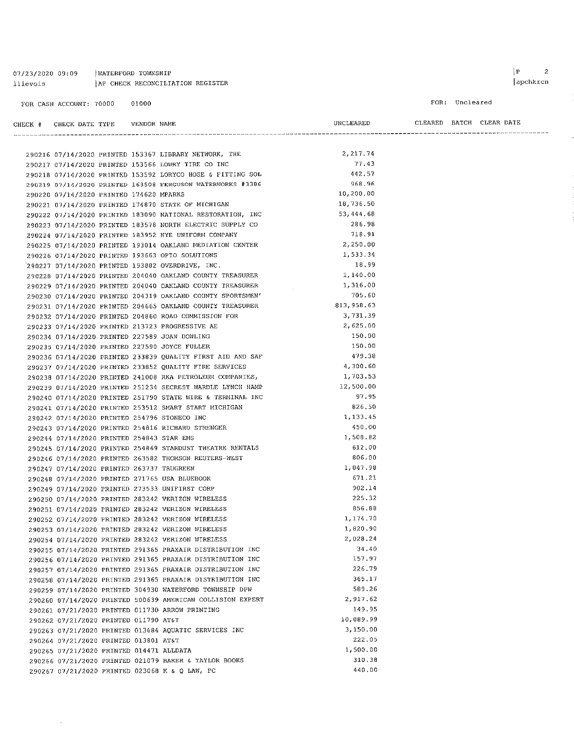07/23/2020 09:09 | WATERFORD TOWNSHIP
llievois | AP CHECK RECONCILIATION REGISTER

FOR CASH ACCOUNT: 70000 01000

FOR: Uncleared

| CHECK # | CHECK DATE | TYPE | VENDOR | NAME | UNCLEARED | CLEARED | BATCH | CLEAR DATE |
|---|---|---|---|---|---|---|---|---|
| 290216 | 07/14/2020 | PRINTED | 153367 | LIBRARY NETWORK, THE | 2,217.74 | | | |
| 290217 | 07/14/2020 | PRINTED | 153566 | LOWRY TIRE CO INC | 77.43 | | | |
| 290218 | 07/14/2020 | PRINTED | 153592 | LORYCO HOSE & FITTING SOL | 442.57 | | | |
| 290219 | 07/14/2020 | PRINTED | 163508 | FERGUSON WATERWORKS #3386 | 968.96 | | | |
| 290220 | 07/14/2020 | PRINTED | 174620 | MPARKS | 10,200.00 | | | |
| 290221 | 07/14/2020 | PRINTED | 174870 | STATE OF MICHIGAN | 18,736.50 | | | |
| 290222 | 07/14/2020 | PRINTED | 183090 | NATIONAL RESTORATION, INC | 53,444.68 | | | |
| 290223 | 07/14/2020 | PRINTED | 183578 | NORTH ELECTRIC SUPPLY CO | 286.98 | | | |
| 290224 | 07/14/2020 | PRINTED | 183952 | NYE UNIFORM COMPANY | 718.91 | | | |
| 290225 | 07/14/2020 | PRINTED | 193014 | OAKLAND MEDIATION CENTER | 2,250.00 | | | |
| 290226 | 07/14/2020 | PRINTED | 193663 | OPTO SOLUTIONS | 1,533.34 | | | |
| 290227 | 07/14/2020 | PRINTED | 193882 | OVERDRIVE, INC. | 18.99 | | | |
| 290228 | 07/14/2020 | PRINTED | 204040 | OAKLAND COUNTY TREASURER | 1,140.00 | | | |
| 290229 | 07/14/2020 | PRINTED | 204040 | OAKLAND COUNTY TREASURER | 1,316.00 | | | |
| 290230 | 07/14/2020 | PRINTED | 204319 | OAKLAND COUNTY SPORTSMEN' | 705.60 | | | |
| 290231 | 07/14/2020 | PRINTED | 204665 | OAKLAND COUNTY TREASURER | 813,958.63 | | | |
| 290232 | 07/14/2020 | PRINTED | 204860 | ROAD COMMISSION FOR | 3,731.39 | | | |
| 290233 | 07/14/2020 | PRINTED | 213723 | PROGRESSIVE AE | 2,625.00 | | | |
| 290234 | 07/14/2020 | PRINTED | 227589 | JOAN DOWLING | 150.00 | | | |
| 290235 | 07/14/2020 | PRINTED | 227590 | JOYCE FULLER | 150.00 | | | |
| 290236 | 07/14/2020 | PRINTED | 233839 | QUALITY FIRST AID AND SAF | 479.38 | | | |
| 290237 | 07/14/2020 | PRINTED | 233852 | QUALITY FIRE SERVICES | 4,300.60 | | | |
| 290238 | 07/14/2020 | PRINTED | 241008 | RKA PETROLEUM COMPANIES, | 1,703.53 | | | |
| 290239 | 07/14/2020 | PRINTED | 251234 | SECREST WARDLE LYNCH HAMP | 12,500.00 | | | |
| 290240 | 07/14/2020 | PRINTED | 251790 | STATE WIRE & TERMINAL INC | 97.95 | | | |
| 290241 | 07/14/2020 | PRINTED | 253512 | SMART START MICHIGAN | 826.50 | | | |
| 290242 | 07/14/2020 | PRINTED | 254796 | STONECO INC | 1,133.45 | | | |
| 290243 | 07/14/2020 | PRINTED | 254816 | RICHARD STRENGER | 450.00 | | | |
| 290244 | 07/14/2020 | PRINTED | 254843 | STAR EMS | 1,508.82 | | | |
| 290245 | 07/14/2020 | PRINTED | 254869 | STARDUST THEATRE RENTALS | 612.00 | | | |
| 290246 | 07/14/2020 | PRINTED | 263582 | THOMSON REUTERS-WEST | 806.00 | | | |
| 290247 | 07/14/2020 | PRINTED | 263737 | TRUGREEN | 1,047.98 | | | |
| 290248 | 07/14/2020 | PRINTED | 271765 | USA BLUEBOOK | 671.21 | | | |
| 290249 | 07/14/2020 | PRINTED | 273533 | UNIFIRST CORP | 902.14 | | | |
| 290250 | 07/14/2020 | PRINTED | 283242 | VERIZON WIRELESS | 225.32 | | | |
| 290251 | 07/14/2020 | PRINTED | 283242 | VERIZON WIRELESS | 856.88 | | | |
| 290252 | 07/14/2020 | PRINTED | 283242 | VERIZON WIRELESS | 1,174.70 | | | |
| 290253 | 07/14/2020 | PRINTED | 283242 | VERIZON WIRELESS | 1,820.90 | | | |
| 290254 | 07/14/2020 | PRINTED | 283242 | VERIZON WIRELESS | 2,028.24 | | | |
| 290255 | 07/14/2020 | PRINTED | 291365 | PRAXAIR DISTRIBUTION INC | 34.40 | | | |
| 290256 | 07/14/2020 | PRINTED | 291365 | PRAXAIR DISTRIBUTION INC | 157.97 | | | |
| 290257 | 07/14/2020 | PRINTED | 291365 | PRAXAIR DISTRIBUTION INC | 226.79 | | | |
| 290258 | 07/14/2020 | PRINTED | 291365 | PRAXAIR DISTRIBUTION INC | 365.17 | | | |
| 290259 | 07/14/2020 | PRINTED | 304930 | WATERFORD TOWNSHIP DPW | 589.26 | | | |
| 290260 | 07/14/2020 | PRINTED | 500639 | AMERICAN COLLISION EXPERT | 2,917.62 | | | |
| 290261 | 07/21/2020 | PRINTED | 011730 | ARROW PRINTING | 149.95 | | | |
| 290262 | 07/21/2020 | PRINTED | 011790 | AT&T | 10,089.99 | | | |
| 290263 | 07/21/2020 | PRINTED | 013684 | AQUATIC SERVICES INC | 3,150.00 | | | |
| 290264 | 07/21/2020 | PRINTED | 013801 | AT&T | 222.05 | | | |
| 290265 | 07/21/2020 | PRINTED | 014471 | ALLDATA | 1,500.00 | | | |
| 290266 | 07/21/2020 | PRINTED | 021079 | BAKER & TAYLOR BOOKS | 310.38 | | | |
| 290267 | 07/21/2020 | PRINTED | 023068 | K & Q LAW, PC | 440.00 | | | |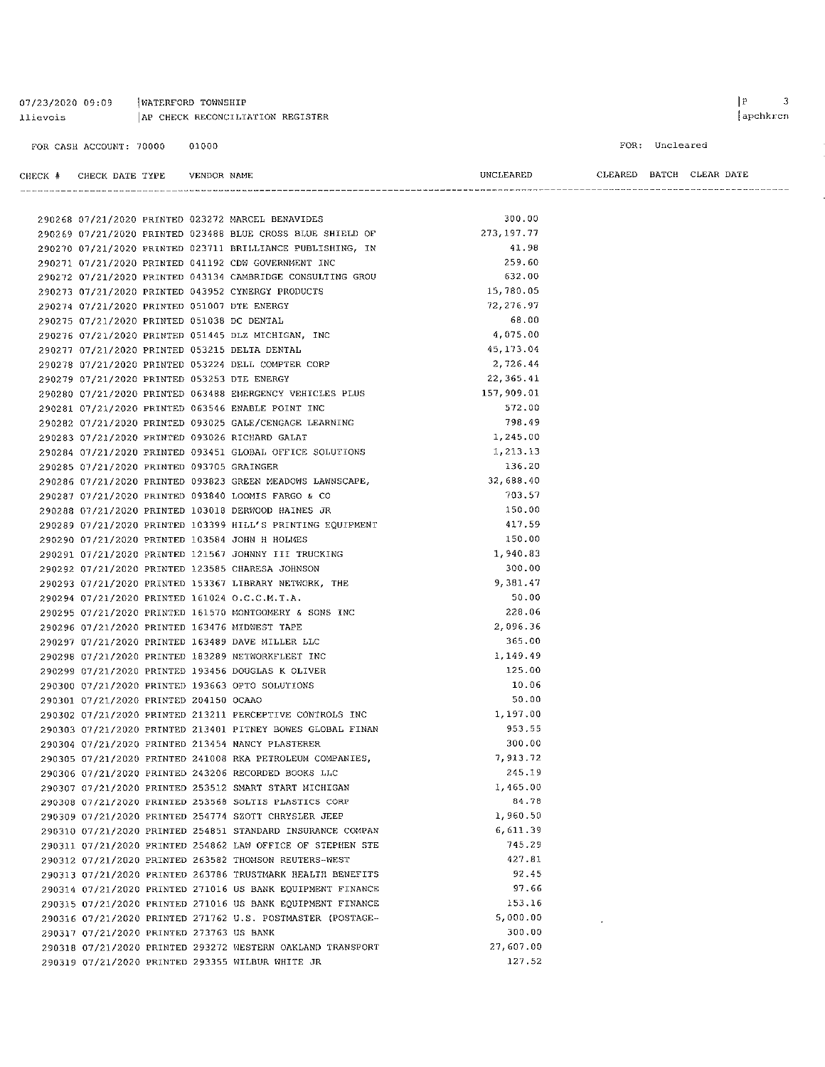07/23/2020 09:09 | WATERFORD TOWNSHIP
llievois | AP CHECK RECONCILIATION REGISTER

FOR CASH ACCOUNT: 70000 01000

FOR: Uncleared

| CHECK # | CHECK DATE | TYPE | VENDOR | NAME | UNCLEARED | CLEARED | BATCH | CLEAR DATE |
|---|---|---|---|---|---|---|---|---|
| 290268 | 07/21/2020 | PRINTED | 023272 | MARCEL BENAVIDES | 300.00 | | | |
| 290269 | 07/21/2020 | PRINTED | 023488 | BLUE CROSS BLUE SHIELD OF | 273,197.77 | | | |
| 290270 | 07/21/2020 | PRINTED | 023711 | BRILLIANCE PUBLISHING, IN | 41.98 | | | |
| 290271 | 07/21/2020 | PRINTED | 041192 | CDW GOVERNMENT INC | 259.60 | | | |
| 290272 | 07/21/2020 | PRINTED | 043134 | CAMBRIDGE CONSULTING GROU | 632.00 | | | |
| 290273 | 07/21/2020 | PRINTED | 043952 | CYNERGY PRODUCTS | 15,780.05 | | | |
| 290274 | 07/21/2020 | PRINTED | 051007 | DTE ENERGY | 72,276.97 | | | |
| 290275 | 07/21/2020 | PRINTED | 051038 | DC DENTAL | 68.00 | | | |
| 290276 | 07/21/2020 | PRINTED | 051445 | DLZ MICHIGAN, INC | 4,075.00 | | | |
| 290277 | 07/21/2020 | PRINTED | 053215 | DELTA DENTAL | 45,173.04 | | | |
| 290278 | 07/21/2020 | PRINTED | 053224 | DELL COMPTER CORP | 2,726.44 | | | |
| 290279 | 07/21/2020 | PRINTED | 053253 | DTE ENERGY | 22,365.41 | | | |
| 290280 | 07/21/2020 | PRINTED | 063488 | EMERGENCY VEHICLES PLUS | 157,909.01 | | | |
| 290281 | 07/21/2020 | PRINTED | 063546 | ENABLE POINT INC | 572.00 | | | |
| 290282 | 07/21/2020 | PRINTED | 093025 | GALE/CENGAGE LEARNING | 798.49 | | | |
| 290283 | 07/21/2020 | PRINTED | 093026 | RICHARD GALAT | 1,245.00 | | | |
| 290284 | 07/21/2020 | PRINTED | 093451 | GLOBAL OFFICE SOLUTIONS | 1,213.13 | | | |
| 290285 | 07/21/2020 | PRINTED | 093705 | GRAINGER | 136.20 | | | |
| 290286 | 07/21/2020 | PRINTED | 093823 | GREEN MEADOWS LAWNSCAPE, | 32,688.40 | | | |
| 290287 | 07/21/2020 | PRINTED | 093840 | LOOMIS FARGO & CO | 703.57 | | | |
| 290288 | 07/21/2020 | PRINTED | 103018 | DERWOOD HAINES JR | 150.00 | | | |
| 290289 | 07/21/2020 | PRINTED | 103399 | HILL'S PRINTING EQUIPMENT | 417.59 | | | |
| 290290 | 07/21/2020 | PRINTED | 103584 | JOHN H HOLMES | 150.00 | | | |
| 290291 | 07/21/2020 | PRINTED | 121567 | JOHNNY III TRUCKING | 1,940.83 | | | |
| 290292 | 07/21/2020 | PRINTED | 123585 | CHARESA JOHNSON | 300.00 | | | |
| 290293 | 07/21/2020 | PRINTED | 153367 | LIBRARY NETWORK, THE | 9,381.47 | | | |
| 290294 | 07/21/2020 | PRINTED | 161024 | O.C.C.M.T.A. | 50.00 | | | |
| 290295 | 07/21/2020 | PRINTED | 161570 | MONTGOMERY & SONS INC | 228.06 | | | |
| 290296 | 07/21/2020 | PRINTED | 163476 | MIDWEST TAPE | 2,096.36 | | | |
| 290297 | 07/21/2020 | PRINTED | 163489 | DAVE MILLER LLC | 365.00 | | | |
| 290298 | 07/21/2020 | PRINTED | 183289 | NETWORKFLEET INC | 1,149.49 | | | |
| 290299 | 07/21/2020 | PRINTED | 193456 | DOUGLAS K OLIVER | 125.00 | | | |
| 290300 | 07/21/2020 | PRINTED | 193663 | OPTO SOLUTIONS | 10.06 | | | |
| 290301 | 07/21/2020 | PRINTED | 204150 | OCAAO | 50.00 | | | |
| 290302 | 07/21/2020 | PRINTED | 213211 | PERCEPTIVE CONTROLS INC | 1,197.00 | | | |
| 290303 | 07/21/2020 | PRINTED | 213401 | PITNEY BOWES GLOBAL FINAN | 953.55 | | | |
| 290304 | 07/21/2020 | PRINTED | 213454 | NANCY PLASTERER | 300.00 | | | |
| 290305 | 07/21/2020 | PRINTED | 241008 | RKA PETROLEUM COMPANIES, | 7,913.72 | | | |
| 290306 | 07/21/2020 | PRINTED | 243206 | RECORDED BOOKS LLC | 245.19 | | | |
| 290307 | 07/21/2020 | PRINTED | 253512 | SMART START MICHIGAN | 1,465.00 | | | |
| 290308 | 07/21/2020 | PRINTED | 253568 | SOLTIS PLASTICS CORP | 84.78 | | | |
| 290309 | 07/21/2020 | PRINTED | 254774 | SZOTT CHRYSLER JEEP | 1,960.50 | | | |
| 290310 | 07/21/2020 | PRINTED | 254851 | STANDARD INSURANCE COMPAN | 6,611.39 | | | |
| 290311 | 07/21/2020 | PRINTED | 254862 | LAW OFFICE OF STEPHEN STE | 745.29 | | | |
| 290312 | 07/21/2020 | PRINTED | 263582 | THOMSON REUTERS-WEST | 427.81 | | | |
| 290313 | 07/21/2020 | PRINTED | 263786 | TRUSTMARK HEALTH BENEFITS | 92.45 | | | |
| 290314 | 07/21/2020 | PRINTED | 271016 | US BANK EQUIPMENT FINANCE | 97.66 | | | |
| 290315 | 07/21/2020 | PRINTED | 271016 | US BANK EQUIPMENT FINANCE | 153.16 | | | |
| 290316 | 07/21/2020 | PRINTED | 271762 | U.S. POSTMASTER (POSTAGE- | 5,000.00 | | | |
| 290317 | 07/21/2020 | PRINTED | 273763 | US BANK | 300.00 | | | |
| 290318 | 07/21/2020 | PRINTED | 293272 | WESTERN OAKLAND TRANSPORT | 27,607.00 | | | |
| 290319 | 07/21/2020 | PRINTED | 293355 | WILBUR WHITE JR | 127.52 | | | |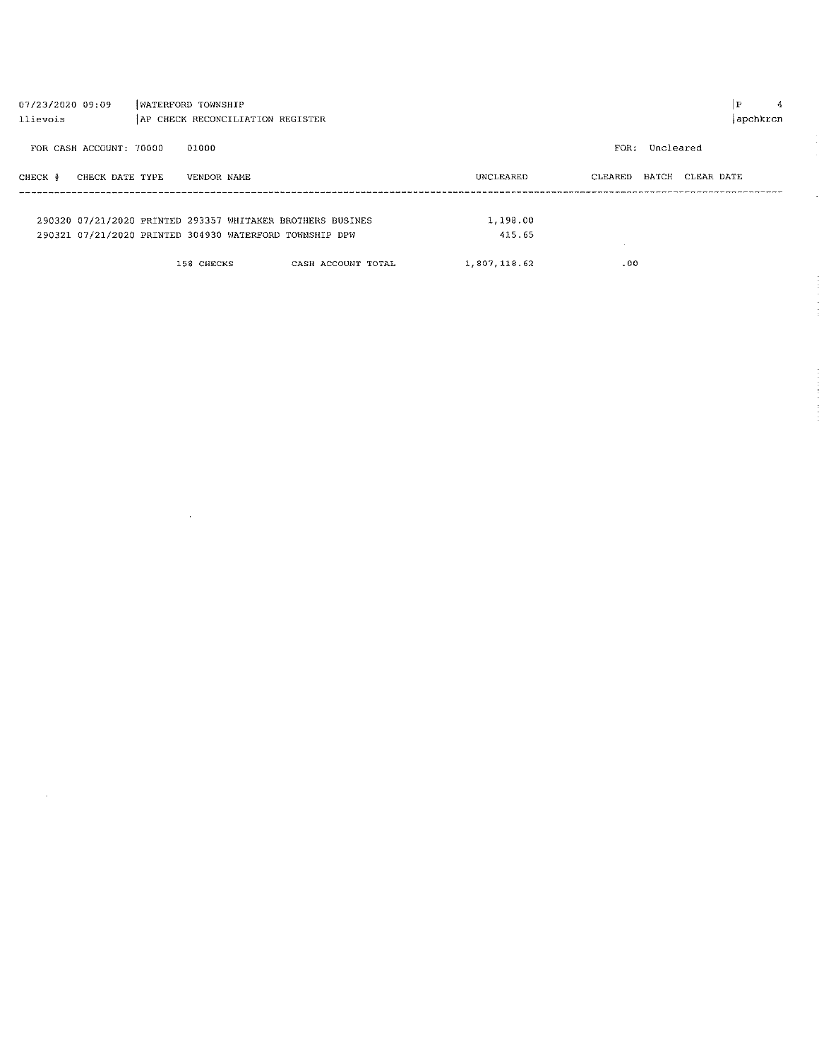07/23/2020 09:09 | WATERFORD TOWNSHIP
llievois | AP CHECK RECONCILIATION REGISTER

FOR CASH ACCOUNT: 70000 01000

FOR: Uncleared

| CHECK # | CHECK DATE | TYPE | VENDOR | VENDOR NAME | UNCLEARED | CLEARED | BATCH | CLEAR DATE |
|---|---|---|---|---|---|---|---|---|
| 290320 | 07/21/2020 | PRINTED | 293357 | WHITAKER BROTHERS BUSINES | 1,198.00 | | | |
| 290321 | 07/21/2020 | PRINTED | 304930 | WATERFORD TOWNSHIP DPW | 415.65 | | | |
| | | 158 CHECKS | | CASH ACCOUNT TOTAL | 1,807,118.62 | .00 | | |